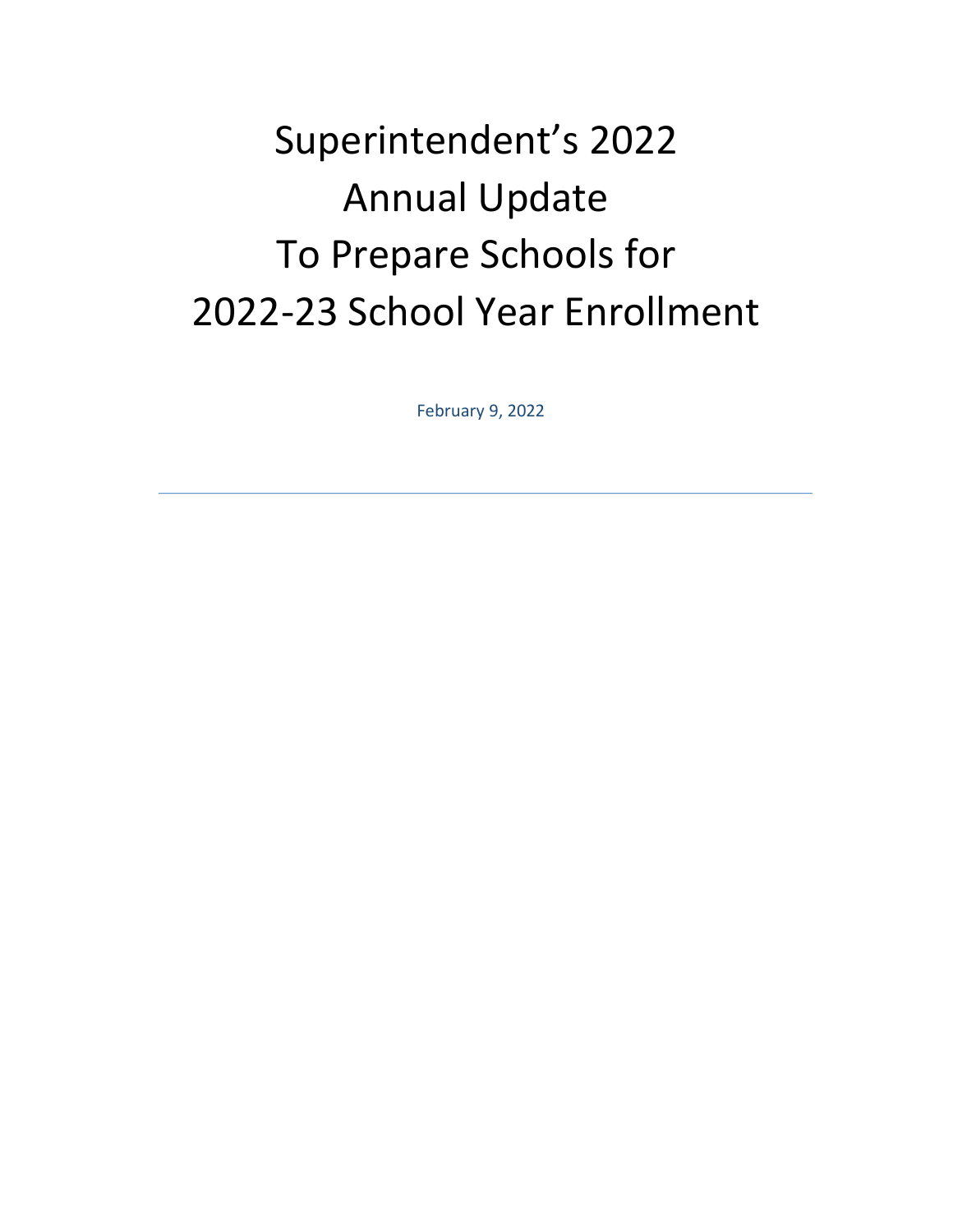# Superintendent's 2022 Annual Update To Prepare Schools for 2022-23 School Year Enrollment

February 9, 2022

---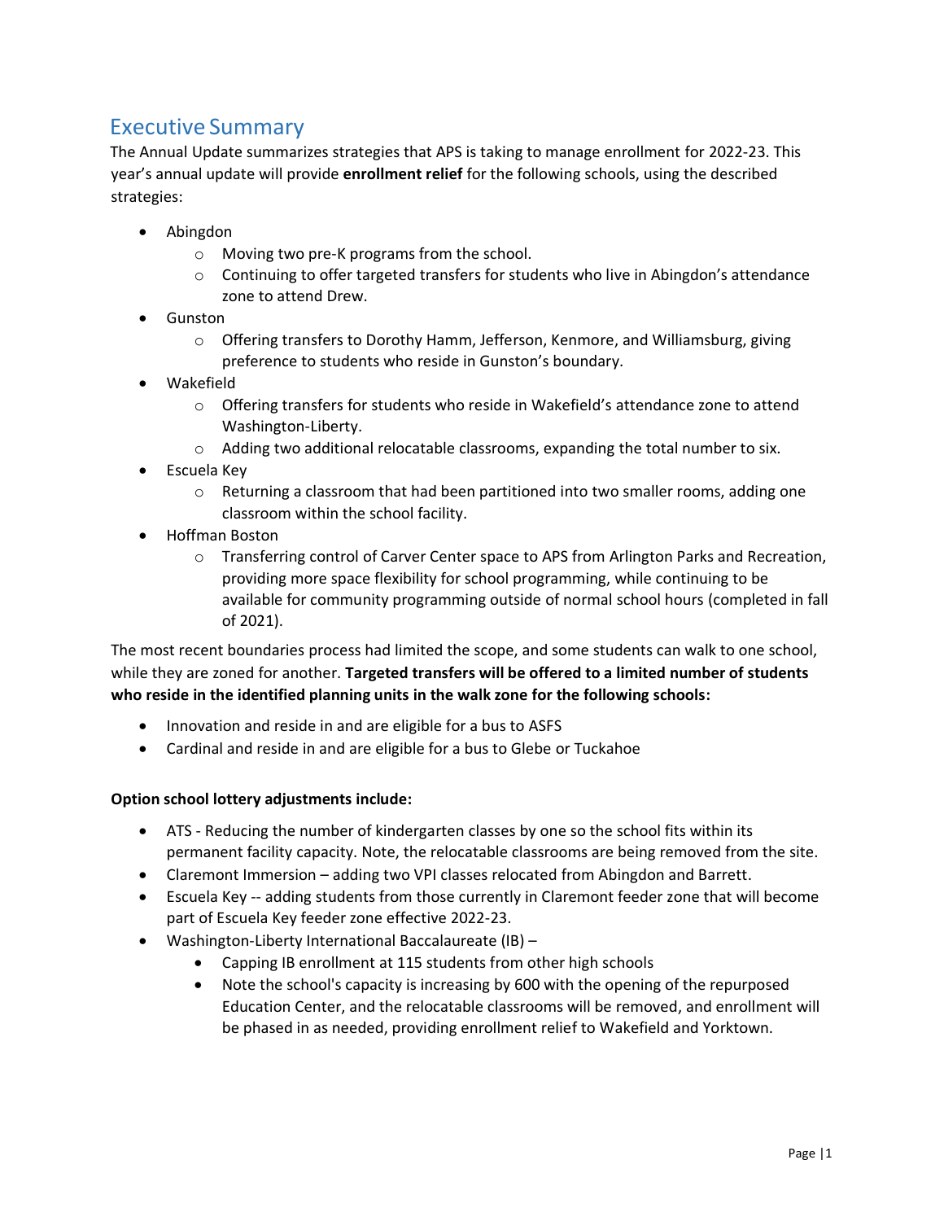# Executive Summary

The Annual Update summarizes strategies that APS is taking to manage enrollment for 2022-23. This year's annual update will provide **enrollment relief** for the following schools, using the described strategies:

- Abingdon
  - Moving two pre-K programs from the school.
  - Continuing to offer targeted transfers for students who live in Abingdon's attendance zone to attend Drew.
- Gunston
  - Offering transfers to Dorothy Hamm, Jefferson, Kenmore, and Williamsburg, giving preference to students who reside in Gunston's boundary.
- Wakefield
  - Offering transfers for students who reside in Wakefield's attendance zone to attend Washington-Liberty.
  - Adding two additional relocatable classrooms, expanding the total number to six.
- Escuela Key
  - Returning a classroom that had been partitioned into two smaller rooms, adding one classroom within the school facility.
- Hoffman Boston
  - Transferring control of Carver Center space to APS from Arlington Parks and Recreation, providing more space flexibility for school programming, while continuing to be available for community programming outside of normal school hours (completed in fall of 2021).

The most recent boundaries process had limited the scope, and some students can walk to one school, while they are zoned for another. **Targeted transfers will be offered to a limited number of students who reside in the identified planning units in the walk zone for the following schools:**

- Innovation and reside in and are eligible for a bus to ASFS
- Cardinal and reside in and are eligible for a bus to Glebe or Tuckahoe

**Option school lottery adjustments include:**

- ATS - Reducing the number of kindergarten classes by one so the school fits within its permanent facility capacity. Note, the relocatable classrooms are being removed from the site.
- Claremont Immersion – adding two VPI classes relocated from Abingdon and Barrett.
- Escuela Key -- adding students from those currently in Claremont feeder zone that will become part of Escuela Key feeder zone effective 2022-23.
- Washington-Liberty International Baccalaureate (IB) –
  - Capping IB enrollment at 115 students from other high schools
  - Note the school's capacity is increasing by 600 with the opening of the repurposed Education Center, and the relocatable classrooms will be removed, and enrollment will be phased in as needed, providing enrollment relief to Wakefield and Yorktown.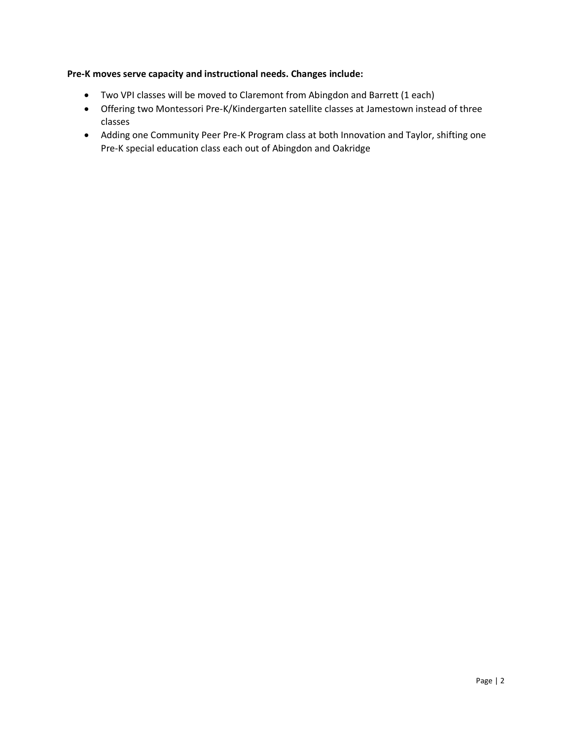**Pre-K moves serve capacity and instructional needs. Changes include:**

- Two VPI classes will be moved to Claremont from Abingdon and Barrett (1 each)
- Offering two Montessori Pre-K/Kindergarten satellite classes at Jamestown instead of three classes
- Adding one Community Peer Pre-K Program class at both Innovation and Taylor, shifting one Pre-K special education class each out of Abingdon and Oakridge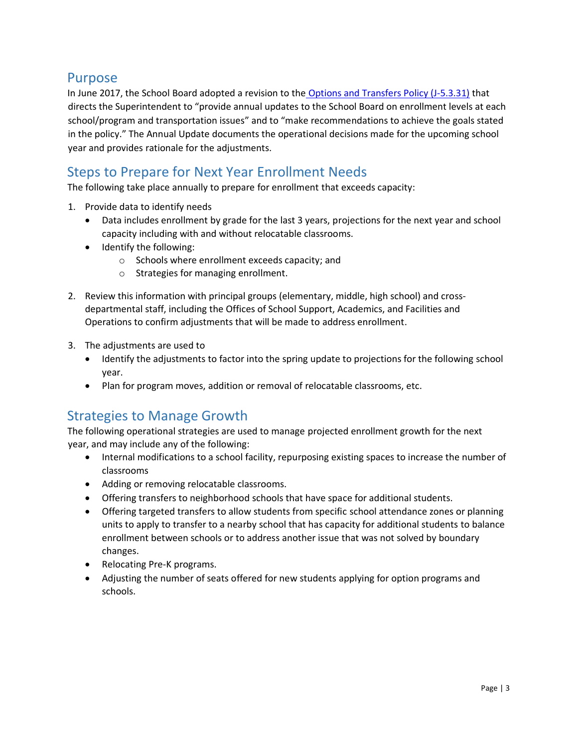## Purpose

In June 2017, the School Board adopted a revision to the [Options and Transfers Policy (J-5.3.31)] that directs the Superintendent to "provide annual updates to the School Board on enrollment levels at each school/program and transportation issues" and to "make recommendations to achieve the goals stated in the policy." The Annual Update documents the operational decisions made for the upcoming school year and provides rationale for the adjustments.

## Steps to Prepare for Next Year Enrollment Needs

The following take place annually to prepare for enrollment that exceeds capacity:

1. Provide data to identify needs
   - Data includes enrollment by grade for the last 3 years, projections for the next year and school capacity including with and without relocatable classrooms.
   - Identify the following:
     - Schools where enrollment exceeds capacity; and
     - Strategies for managing enrollment.

2. Review this information with principal groups (elementary, middle, high school) and cross-departmental staff, including the Offices of School Support, Academics, and Facilities and Operations to confirm adjustments that will be made to address enrollment.

3. The adjustments are used to
   - Identify the adjustments to factor into the spring update to projections for the following school year.
   - Plan for program moves, addition or removal of relocatable classrooms, etc.

## Strategies to Manage Growth

The following operational strategies are used to manage projected enrollment growth for the next year, and may include any of the following:

- Internal modifications to a school facility, repurposing existing spaces to increase the number of classrooms
- Adding or removing relocatable classrooms.
- Offering transfers to neighborhood schools that have space for additional students.
- Offering targeted transfers to allow students from specific school attendance zones or planning units to apply to transfer to a nearby school that has capacity for additional students to balance enrollment between schools or to address another issue that was not solved by boundary changes.
- Relocating Pre-K programs.
- Adjusting the number of seats offered for new students applying for option programs and schools.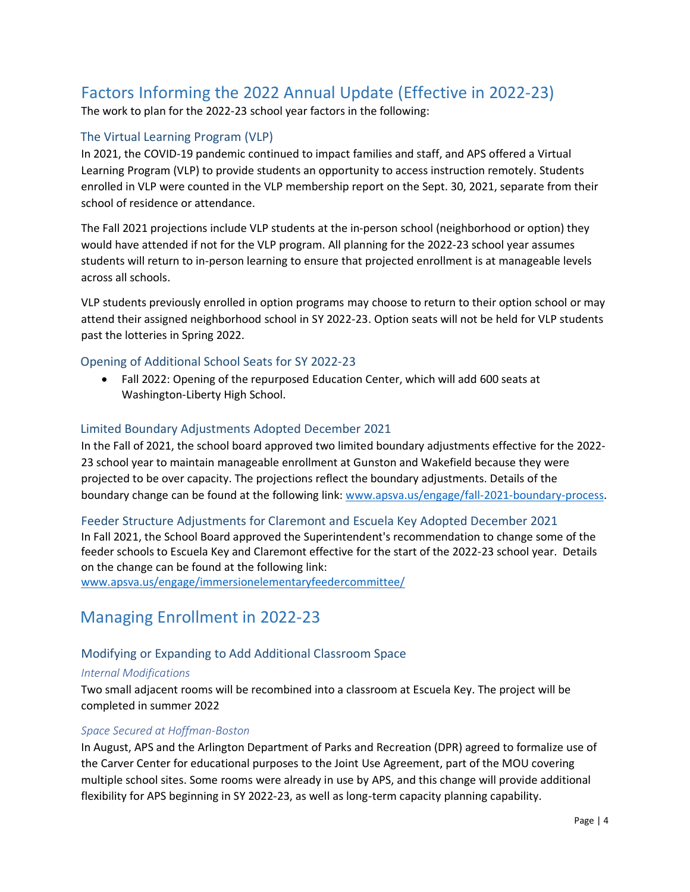# Factors Informing the 2022 Annual Update (Effective in 2022-23)

The work to plan for the 2022-23 school year factors in the following:

## The Virtual Learning Program (VLP)

In 2021, the COVID-19 pandemic continued to impact families and staff, and APS offered a Virtual Learning Program (VLP) to provide students an opportunity to access instruction remotely. Students enrolled in VLP were counted in the VLP membership report on the Sept. 30, 2021, separate from their school of residence or attendance.

The Fall 2021 projections include VLP students at the in-person school (neighborhood or option) they would have attended if not for the VLP program. All planning for the 2022-23 school year assumes students will return to in-person learning to ensure that projected enrollment is at manageable levels across all schools.

VLP students previously enrolled in option programs may choose to return to their option school or may attend their assigned neighborhood school in SY 2022-23. Option seats will not be held for VLP students past the lotteries in Spring 2022.

## Opening of Additional School Seats for SY 2022-23

- Fall 2022: Opening of the repurposed Education Center, which will add 600 seats at Washington-Liberty High School.

## Limited Boundary Adjustments Adopted December 2021

In the Fall of 2021, the school board approved two limited boundary adjustments effective for the 2022-23 school year to maintain manageable enrollment at Gunston and Wakefield because they were projected to be over capacity. The projections reflect the boundary adjustments. Details of the boundary change can be found at the following link: [www.apsva.us/engage/fall-2021-boundary-process](www.apsva.us/engage/fall-2021-boundary-process).

## Feeder Structure Adjustments for Claremont and Escuela Key Adopted December 2021

In Fall 2021, the School Board approved the Superintendent's recommendation to change some of the feeder schools to Escuela Key and Claremont effective for the start of the 2022-23 school year. Details on the change can be found at the following link:
[www.apsva.us/engage/immersionelementaryfeedercommittee/](www.apsva.us/engage/immersionelementaryfeedercommittee/)

# Managing Enrollment in 2022-23

## Modifying or Expanding to Add Additional Classroom Space

### *Internal Modifications*

Two small adjacent rooms will be recombined into a classroom at Escuela Key. The project will be completed in summer 2022

### *Space Secured at Hoffman-Boston*

In August, APS and the Arlington Department of Parks and Recreation (DPR) agreed to formalize use of the Carver Center for educational purposes to the Joint Use Agreement, part of the MOU covering multiple school sites. Some rooms were already in use by APS, and this change will provide additional flexibility for APS beginning in SY 2022-23, as well as long-term capacity planning capability.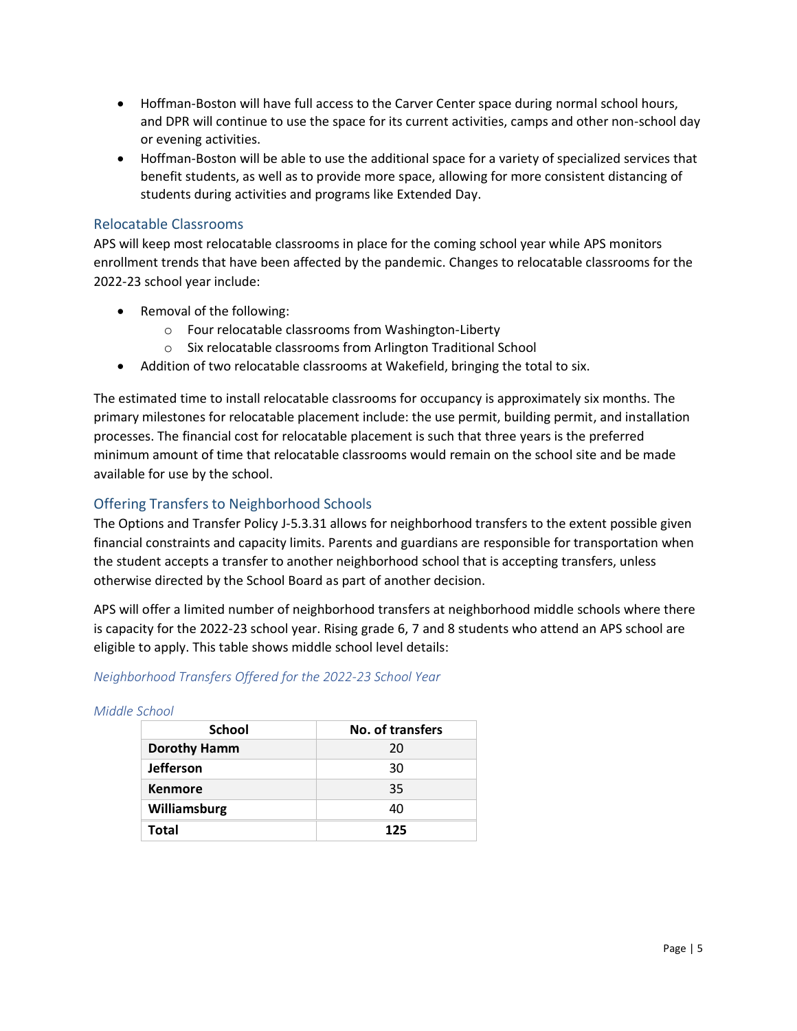- Hoffman-Boston will have full access to the Carver Center space during normal school hours, and DPR will continue to use the space for its current activities, camps and other non-school day or evening activities.
- Hoffman-Boston will be able to use the additional space for a variety of specialized services that benefit students, as well as to provide more space, allowing for more consistent distancing of students during activities and programs like Extended Day.

## Relocatable Classrooms

APS will keep most relocatable classrooms in place for the coming school year while APS monitors enrollment trends that have been affected by the pandemic. Changes to relocatable classrooms for the 2022-23 school year include:

- Removal of the following:
  - Four relocatable classrooms from Washington-Liberty
  - Six relocatable classrooms from Arlington Traditional School
- Addition of two relocatable classrooms at Wakefield, bringing the total to six.

The estimated time to install relocatable classrooms for occupancy is approximately six months. The primary milestones for relocatable placement include: the use permit, building permit, and installation processes. The financial cost for relocatable placement is such that three years is the preferred minimum amount of time that relocatable classrooms would remain on the school site and be made available for use by the school.

## Offering Transfers to Neighborhood Schools

The Options and Transfer Policy J-5.3.31 allows for neighborhood transfers to the extent possible given financial constraints and capacity limits. Parents and guardians are responsible for transportation when the student accepts a transfer to another neighborhood school that is accepting transfers, unless otherwise directed by the School Board as part of another decision.

APS will offer a limited number of neighborhood transfers at neighborhood middle schools where there is capacity for the 2022-23 school year. Rising grade 6, 7 and 8 students who attend an APS school are eligible to apply. This table shows middle school level details:

*Neighborhood Transfers Offered for the 2022-23 School Year*

*Middle School*

| School | No. of transfers |
|---|---|
| **Dorothy Hamm** | 20 |
| **Jefferson** | 30 |
| **Kenmore** | 35 |
| **Williamsburg** | 40 |
| **Total** | **125** |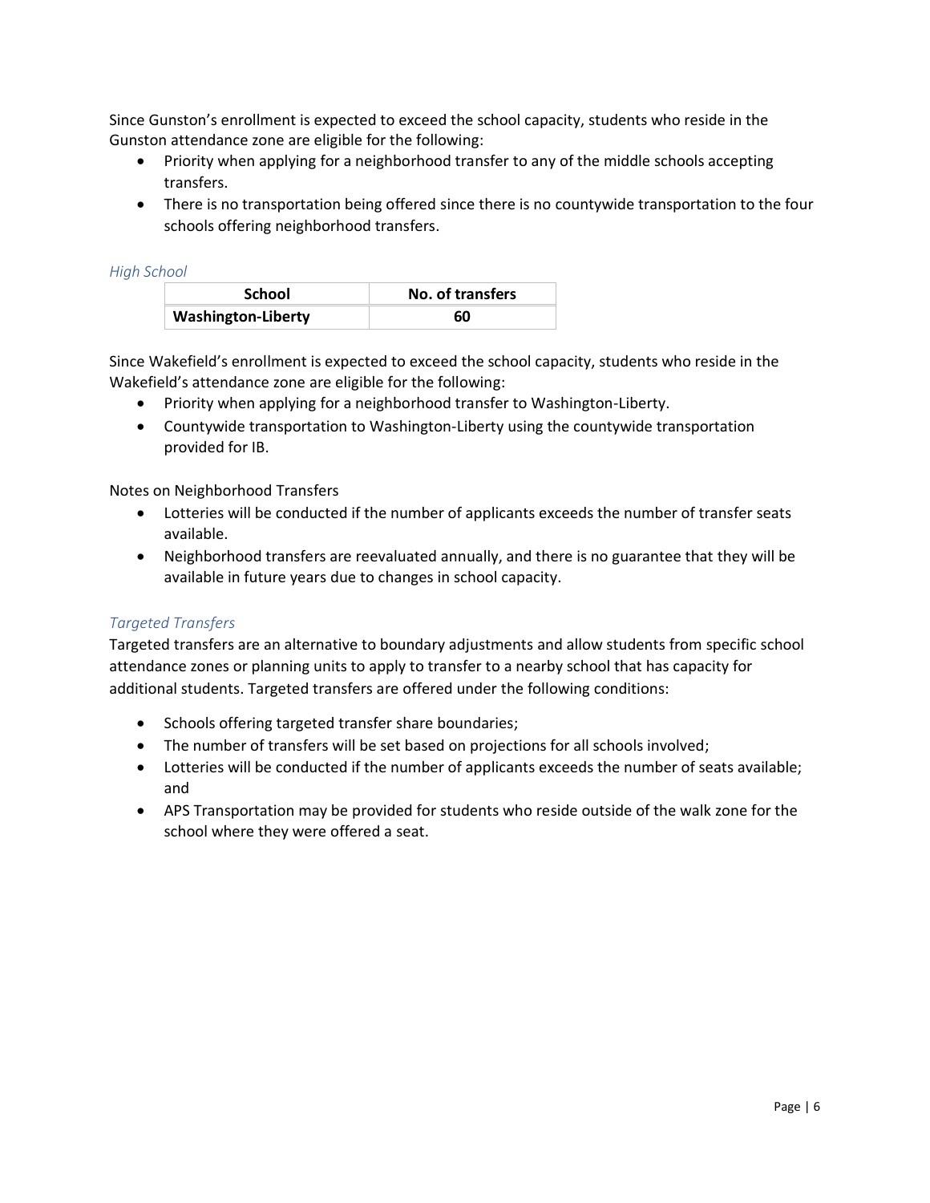Since Gunston's enrollment is expected to exceed the school capacity, students who reside in the Gunston attendance zone are eligible for the following:

- Priority when applying for a neighborhood transfer to any of the middle schools accepting transfers.
- There is no transportation being offered since there is no countywide transportation to the four schools offering neighborhood transfers.

### *High School*

| School | No. of transfers |
| --- | --- |
| **Washington-Liberty** | **60** |

Since Wakefield's enrollment is expected to exceed the school capacity, students who reside in the Wakefield's attendance zone are eligible for the following:

- Priority when applying for a neighborhood transfer to Washington-Liberty.
- Countywide transportation to Washington-Liberty using the countywide transportation provided for IB.

Notes on Neighborhood Transfers

- Lotteries will be conducted if the number of applicants exceeds the number of transfer seats available.
- Neighborhood transfers are reevaluated annually, and there is no guarantee that they will be available in future years due to changes in school capacity.

### *Targeted Transfers*

Targeted transfers are an alternative to boundary adjustments and allow students from specific school attendance zones or planning units to apply to transfer to a nearby school that has capacity for additional students. Targeted transfers are offered under the following conditions:

- Schools offering targeted transfer share boundaries;
- The number of transfers will be set based on projections for all schools involved;
- Lotteries will be conducted if the number of applicants exceeds the number of seats available; and
- APS Transportation may be provided for students who reside outside of the walk zone for the school where they were offered a seat.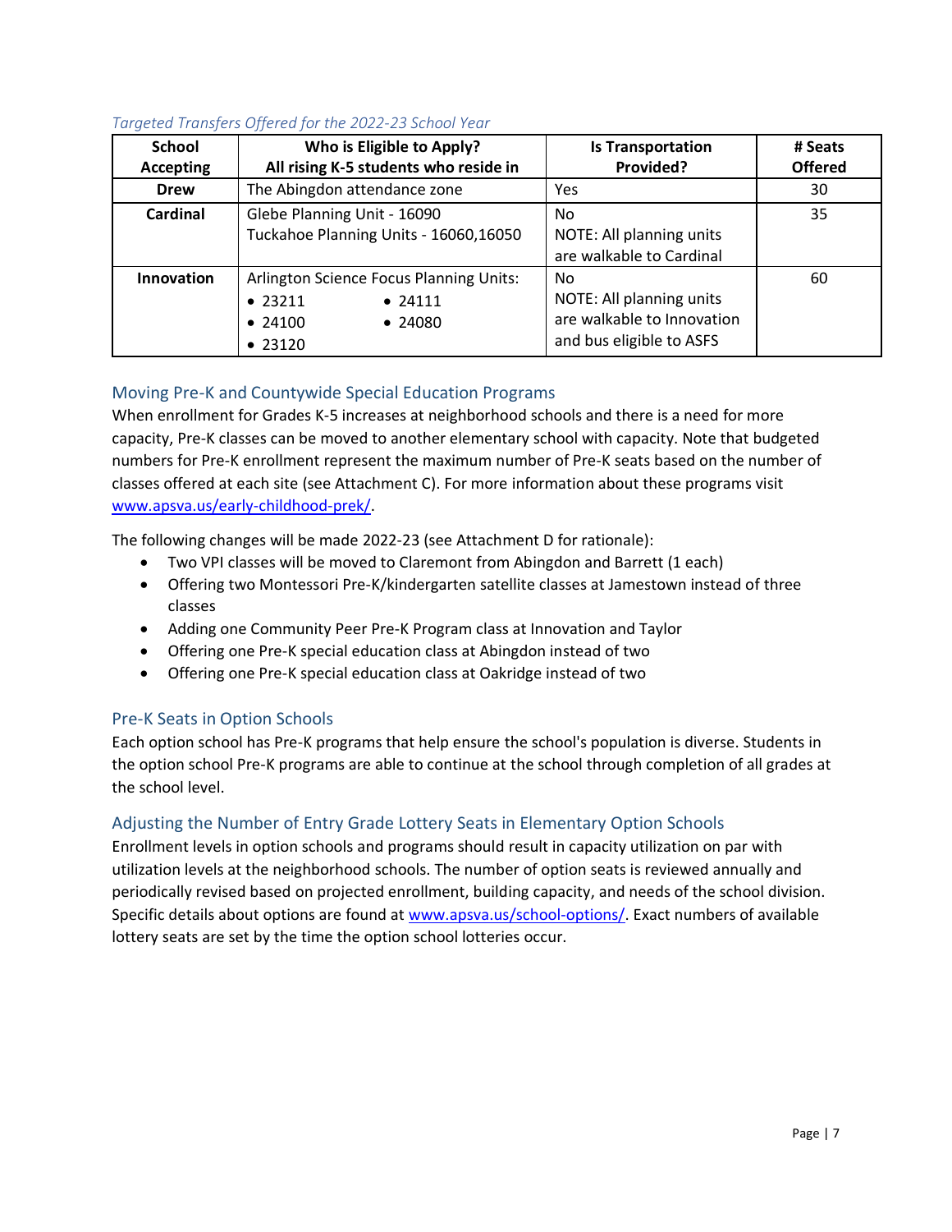*Targeted Transfers Offered for the 2022-23 School Year*

| School Accepting | Who is Eligible to Apply? All rising K-5 students who reside in | Is Transportation Provided? | # Seats Offered |
|---|---|---|---|
| **Drew** | The Abingdon attendance zone | Yes | 30 |
| **Cardinal** | Glebe Planning Unit - 16090<br>Tuckahoe Planning Units - 16060,16050 | No<br>NOTE: All planning units are walkable to Cardinal | 35 |
| **Innovation** | Arlington Science Focus Planning Units:<br>• 23211 • 24111<br>• 24100 • 24080<br>• 23120 | No<br>NOTE: All planning units are walkable to Innovation and bus eligible to ASFS | 60 |

## Moving Pre-K and Countywide Special Education Programs

When enrollment for Grades K-5 increases at neighborhood schools and there is a need for more capacity, Pre-K classes can be moved to another elementary school with capacity. Note that budgeted numbers for Pre-K enrollment represent the maximum number of Pre-K seats based on the number of classes offered at each site (see Attachment C). For more information about these programs visit www.apsva.us/early-childhood-prek/.

The following changes will be made 2022-23 (see Attachment D for rationale):

- Two VPI classes will be moved to Claremont from Abingdon and Barrett (1 each)
- Offering two Montessori Pre-K/kindergarten satellite classes at Jamestown instead of three classes
- Adding one Community Peer Pre-K Program class at Innovation and Taylor
- Offering one Pre-K special education class at Abingdon instead of two
- Offering one Pre-K special education class at Oakridge instead of two

## Pre-K Seats in Option Schools

Each option school has Pre-K programs that help ensure the school's population is diverse. Students in the option school Pre-K programs are able to continue at the school through completion of all grades at the school level.

## Adjusting the Number of Entry Grade Lottery Seats in Elementary Option Schools

Enrollment levels in option schools and programs should result in capacity utilization on par with utilization levels at the neighborhood schools. The number of option seats is reviewed annually and periodically revised based on projected enrollment, building capacity, and needs of the school division. Specific details about options are found at www.apsva.us/school-options/. Exact numbers of available lottery seats are set by the time the option school lotteries occur.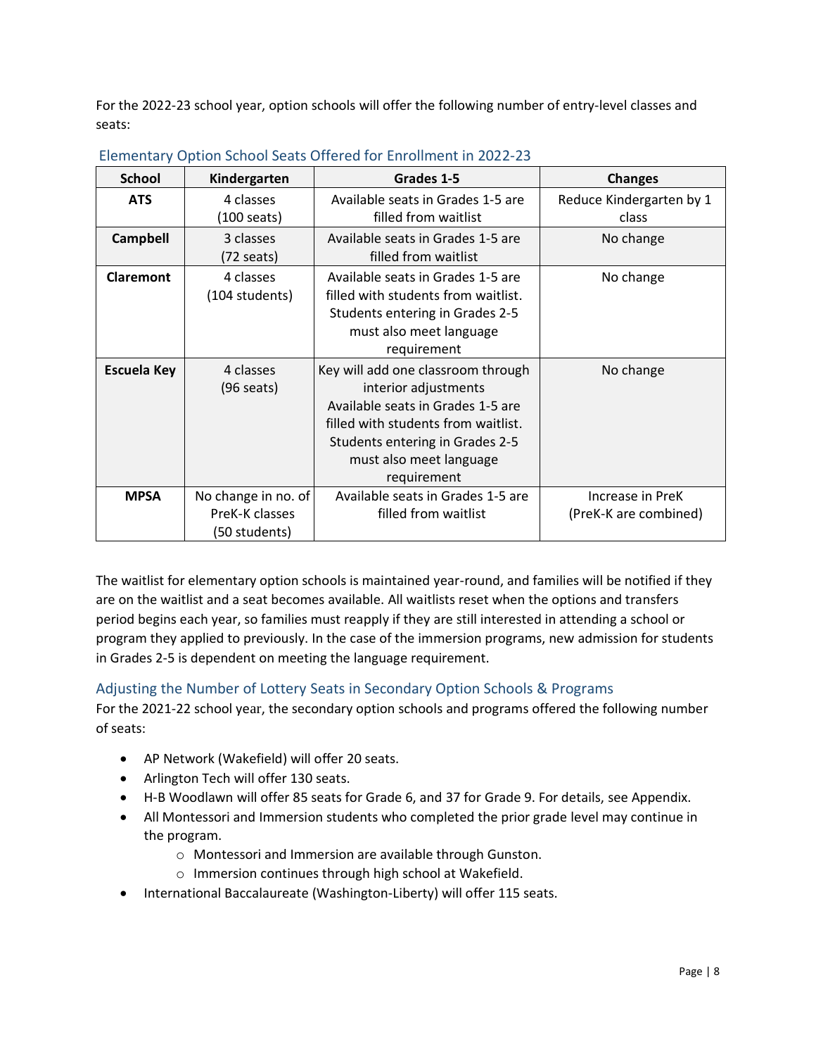For the 2022-23 school year, option schools will offer the following number of entry-level classes and seats:

### Elementary Option School Seats Offered for Enrollment in 2022-23

| School | Kindergarten | Grades 1-5 | Changes |
|---|---|---|---|
| **ATS** | 4 classes (100 seats) | Available seats in Grades 1-5 are filled from waitlist | Reduce Kindergarten by 1 class |
| **Campbell** | 3 classes (72 seats) | Available seats in Grades 1-5 are filled from waitlist | No change |
| **Claremont** | 4 classes (104 students) | Available seats in Grades 1-5 are filled with students from waitlist. Students entering in Grades 2-5 must also meet language requirement | No change |
| **Escuela Key** | 4 classes (96 seats) | Key will add one classroom through interior adjustments Available seats in Grades 1-5 are filled with students from waitlist. Students entering in Grades 2-5 must also meet language requirement | No change |
| **MPSA** | No change in no. of PreK-K classes (50 students) | Available seats in Grades 1-5 are filled from waitlist | Increase in PreK (PreK-K are combined) |

The waitlist for elementary option schools is maintained year-round, and families will be notified if they are on the waitlist and a seat becomes available. All waitlists reset when the options and transfers period begins each year, so families must reapply if they are still interested in attending a school or program they applied to previously. In the case of the immersion programs, new admission for students in Grades 2-5 is dependent on meeting the language requirement.

### Adjusting the Number of Lottery Seats in Secondary Option Schools & Programs

For the 2021-22 school year, the secondary option schools and programs offered the following number of seats:

- AP Network (Wakefield) will offer 20 seats.
- Arlington Tech will offer 130 seats.
- H-B Woodlawn will offer 85 seats for Grade 6, and 37 for Grade 9. For details, see Appendix.
- All Montessori and Immersion students who completed the prior grade level may continue in the program.
  - Montessori and Immersion are available through Gunston.
  - Immersion continues through high school at Wakefield.
- International Baccalaureate (Washington-Liberty) will offer 115 seats.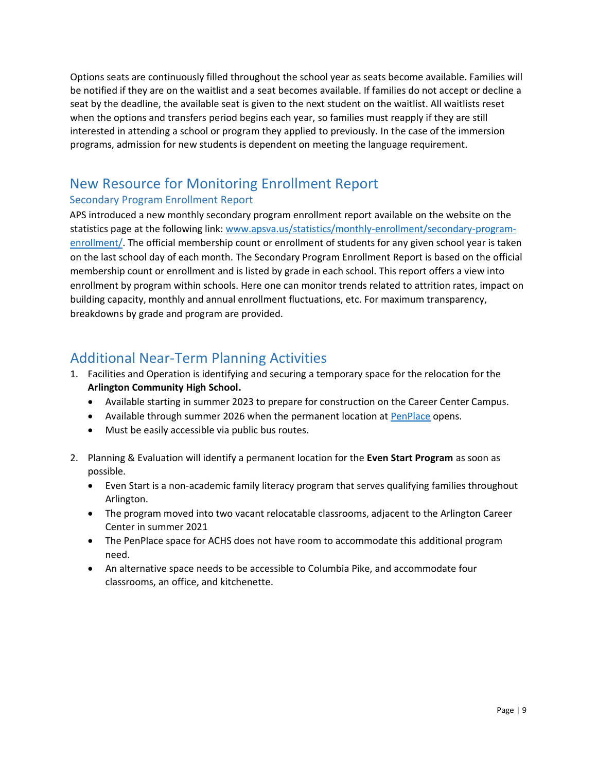Options seats are continuously filled throughout the school year as seats become available. Families will be notified if they are on the waitlist and a seat becomes available. If families do not accept or decline a seat by the deadline, the available seat is given to the next student on the waitlist. All waitlists reset when the options and transfers period begins each year, so families must reapply if they are still interested in attending a school or program they applied to previously. In the case of the immersion programs, admission for new students is dependent on meeting the language requirement.

## New Resource for Monitoring Enrollment Report

### Secondary Program Enrollment Report

APS introduced a new monthly secondary program enrollment report available on the website on the statistics page at the following link: [www.apsva.us/statistics/monthly-enrollment/secondary-program-enrollment/](www.apsva.us/statistics/monthly-enrollment/secondary-program-enrollment/). The official membership count or enrollment of students for any given school year is taken on the last school day of each month. The Secondary Program Enrollment Report is based on the official membership count or enrollment and is listed by grade in each school. This report offers a view into enrollment by program within schools. Here one can monitor trends related to attrition rates, impact on building capacity, monthly and annual enrollment fluctuations, etc. For maximum transparency, breakdowns by grade and program are provided.

## Additional Near-Term Planning Activities

1. Facilities and Operation is identifying and securing a temporary space for the relocation for the **Arlington Community High School.**
   - Available starting in summer 2023 to prepare for construction on the Career Center Campus.
   - Available through summer 2026 when the permanent location at PenPlace opens.
   - Must be easily accessible via public bus routes.

2. Planning & Evaluation will identify a permanent location for the **Even Start Program** as soon as possible.
   - Even Start is a non-academic family literacy program that serves qualifying families throughout Arlington.
   - The program moved into two vacant relocatable classrooms, adjacent to the Arlington Career Center in summer 2021
   - The PenPlace space for ACHS does not have room to accommodate this additional program need.
   - An alternative space needs to be accessible to Columbia Pike, and accommodate four classrooms, an office, and kitchenette.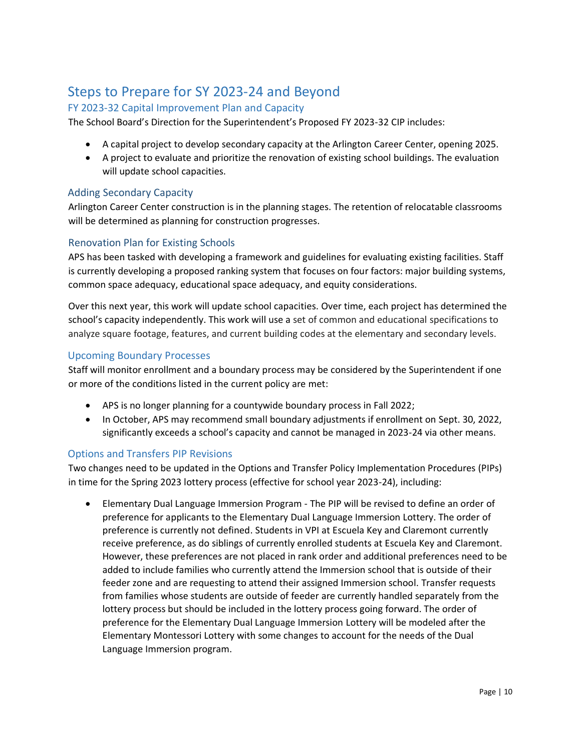# Steps to Prepare for SY 2023-24 and Beyond

## FY 2023-32 Capital Improvement Plan and Capacity

The School Board's Direction for the Superintendent's Proposed FY 2023-32 CIP includes:

- A capital project to develop secondary capacity at the Arlington Career Center, opening 2025.
- A project to evaluate and prioritize the renovation of existing school buildings. The evaluation will update school capacities.

### Adding Secondary Capacity

Arlington Career Center construction is in the planning stages. The retention of relocatable classrooms will be determined as planning for construction progresses.

### Renovation Plan for Existing Schools

APS has been tasked with developing a framework and guidelines for evaluating existing facilities. Staff is currently developing a proposed ranking system that focuses on four factors: major building systems, common space adequacy, educational space adequacy, and equity considerations.

Over this next year, this work will update school capacities. Over time, each project has determined the school's capacity independently. This work will use a set of common and educational specifications to analyze square footage, features, and current building codes at the elementary and secondary levels.

## Upcoming Boundary Processes

Staff will monitor enrollment and a boundary process may be considered by the Superintendent if one or more of the conditions listed in the current policy are met:

- APS is no longer planning for a countywide boundary process in Fall 2022;
- In October, APS may recommend small boundary adjustments if enrollment on Sept. 30, 2022, significantly exceeds a school's capacity and cannot be managed in 2023-24 via other means.

## Options and Transfers PIP Revisions

Two changes need to be updated in the Options and Transfer Policy Implementation Procedures (PIPs) in time for the Spring 2023 lottery process (effective for school year 2023-24), including:

- Elementary Dual Language Immersion Program - The PIP will be revised to define an order of preference for applicants to the Elementary Dual Language Immersion Lottery. The order of preference is currently not defined. Students in VPI at Escuela Key and Claremont currently receive preference, as do siblings of currently enrolled students at Escuela Key and Claremont. However, these preferences are not placed in rank order and additional preferences need to be added to include families who currently attend the Immersion school that is outside of their feeder zone and are requesting to attend their assigned Immersion school. Transfer requests from families whose students are outside of feeder are currently handled separately from the lottery process but should be included in the lottery process going forward. The order of preference for the Elementary Dual Language Immersion Lottery will be modeled after the Elementary Montessori Lottery with some changes to account for the needs of the Dual Language Immersion program.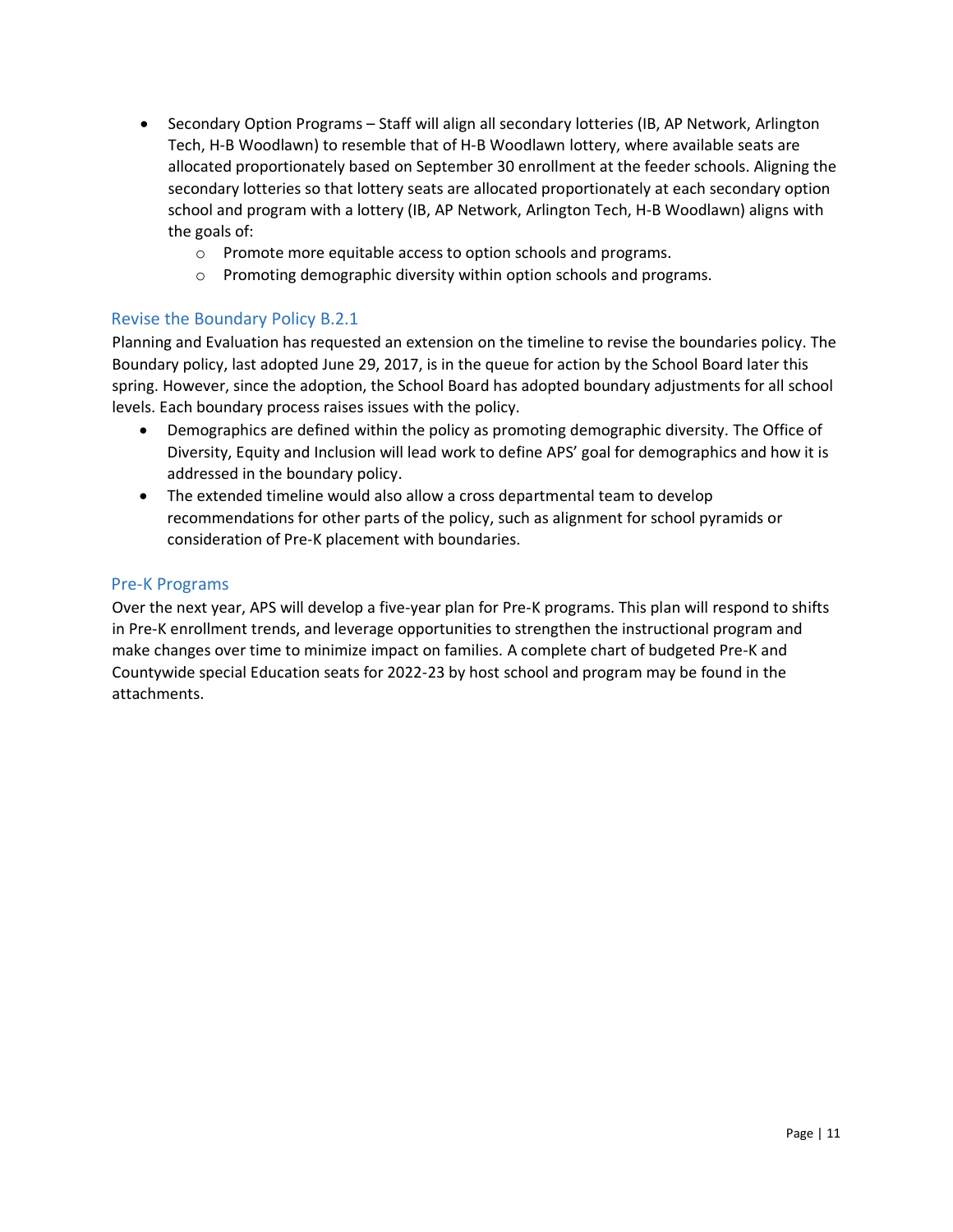- Secondary Option Programs – Staff will align all secondary lotteries (IB, AP Network, Arlington Tech, H-B Woodlawn) to resemble that of H-B Woodlawn lottery, where available seats are allocated proportionately based on September 30 enrollment at the feeder schools. Aligning the secondary lotteries so that lottery seats are allocated proportionately at each secondary option school and program with a lottery (IB, AP Network, Arlington Tech, H-B Woodlawn) aligns with the goals of:
  - Promote more equitable access to option schools and programs.
  - Promoting demographic diversity within option schools and programs.

### Revise the Boundary Policy B.2.1

Planning and Evaluation has requested an extension on the timeline to revise the boundaries policy. The Boundary policy, last adopted June 29, 2017, is in the queue for action by the School Board later this spring. However, since the adoption, the School Board has adopted boundary adjustments for all school levels. Each boundary process raises issues with the policy.

- Demographics are defined within the policy as promoting demographic diversity. The Office of Diversity, Equity and Inclusion will lead work to define APS' goal for demographics and how it is addressed in the boundary policy.
- The extended timeline would also allow a cross departmental team to develop recommendations for other parts of the policy, such as alignment for school pyramids or consideration of Pre-K placement with boundaries.

### Pre-K Programs

Over the next year, APS will develop a five-year plan for Pre-K programs. This plan will respond to shifts in Pre-K enrollment trends, and leverage opportunities to strengthen the instructional program and make changes over time to minimize impact on families. A complete chart of budgeted Pre-K and Countywide special Education seats for 2022-23 by host school and program may be found in the attachments.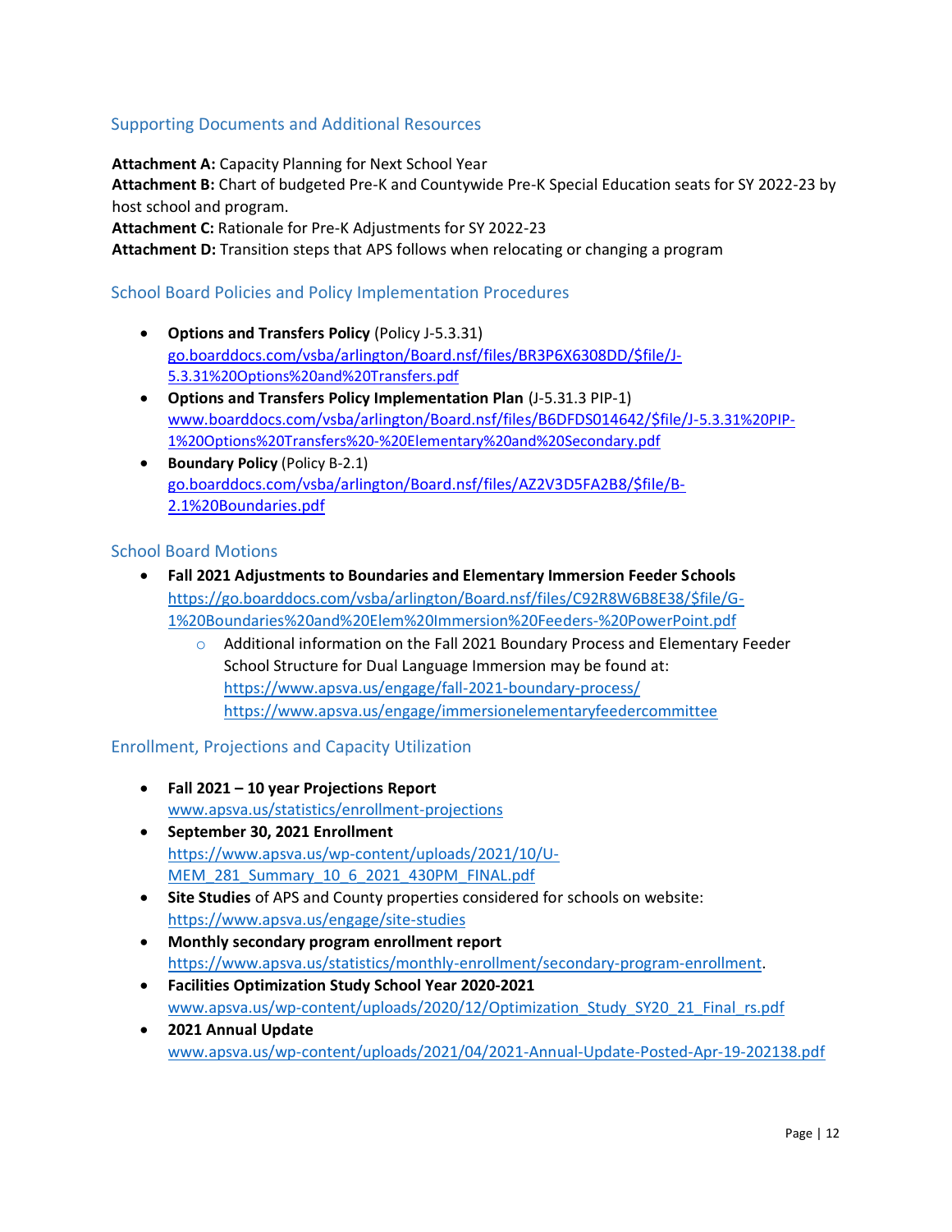## Supporting Documents and Additional Resources

**Attachment A:** Capacity Planning for Next School Year
**Attachment B:** Chart of budgeted Pre-K and Countywide Pre-K Special Education seats for SY 2022-23 by host school and program.
**Attachment C:** Rationale for Pre-K Adjustments for SY 2022-23
**Attachment D:** Transition steps that APS follows when relocating or changing a program

## School Board Policies and Policy Implementation Procedures

- **Options and Transfers Policy** (Policy J-5.3.31)
  go.boarddocs.com/vsba/arlington/Board.nsf/files/BR3P6X6308DD/$file/J-5.3.31%20Options%20and%20Transfers.pdf
- **Options and Transfers Policy Implementation Plan** (J-5.31.3 PIP-1)
  www.boarddocs.com/vsba/arlington/Board.nsf/files/B6DFDS014642/$file/J-5.3.31%20PIP-1%20Options%20Transfers%20-%20Elementary%20and%20Secondary.pdf
- **Boundary Policy** (Policy B-2.1)
  go.boarddocs.com/vsba/arlington/Board.nsf/files/AZ2V3D5FA2B8/$file/B-2.1%20Boundaries.pdf

## School Board Motions

- **Fall 2021 Adjustments to Boundaries and Elementary Immersion Feeder Schools**
  https://go.boarddocs.com/vsba/arlington/Board.nsf/files/C92R8W6B8E38/$file/G-1%20Boundaries%20and%20Elem%20Immersion%20Feeders-%20PowerPoint.pdf
  - Additional information on the Fall 2021 Boundary Process and Elementary Feeder School Structure for Dual Language Immersion may be found at:
    https://www.apsva.us/engage/fall-2021-boundary-process/
    https://www.apsva.us/engage/immersionelementaryfeedercommittee

## Enrollment, Projections and Capacity Utilization

- **Fall 2021 – 10 year Projections Report**
  www.apsva.us/statistics/enrollment-projections
- **September 30, 2021 Enrollment**
  https://www.apsva.us/wp-content/uploads/2021/10/U-MEM_281_Summary_10_6_2021_430PM_FINAL.pdf
- **Site Studies** of APS and County properties considered for schools on website:
  https://www.apsva.us/engage/site-studies
- **Monthly secondary program enrollment report**
  https://www.apsva.us/statistics/monthly-enrollment/secondary-program-enrollment.
- **Facilities Optimization Study School Year 2020-2021**
  www.apsva.us/wp-content/uploads/2020/12/Optimization_Study_SY20_21_Final_rs.pdf
- **2021 Annual Update**
  www.apsva.us/wp-content/uploads/2021/04/2021-Annual-Update-Posted-Apr-19-202138.pdf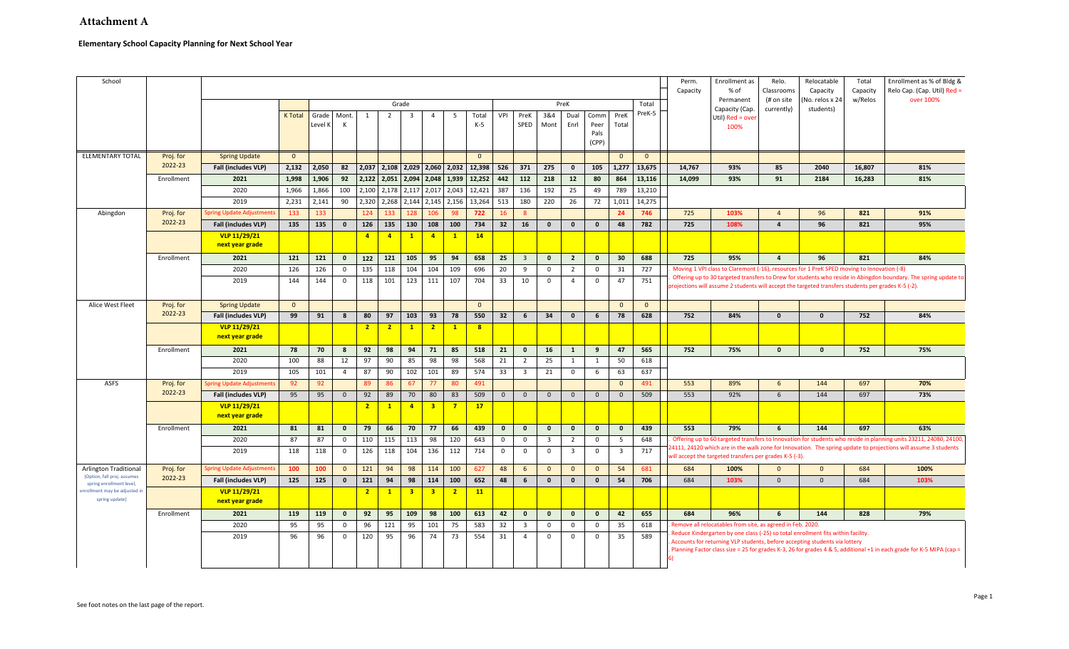# Attachment A

**Elementary School Capacity Planning for Next School Year**

| School | | | K Total | Grade Level K | Mont. K | 1 | 2 | 3 | 4 | 5 | Total K-5 | VPI | PreK SPED | 3&4 Mont | Dual Enrl | Comm Peer Pals (CPP) | PreK Total | Total PreK-5 | Perm. Capacity | Enrollment as % of Permanent Capacity (Cap. Util) Red = over 100% | Relo. Classrooms (# on site currently) | Relocatable Capacity (No. relos x 24 students) | Total Capacity w/Relos | Enrollment as % of Bldg & Relo Cap. (Cap. Util) Red = over 100% |
|---|---|---|---|---|---|---|---|---|---|---|---|---|---|---|---|---|---|---|---|---|---|---|---|---|
| ELEMENTARY TOTAL | Proj. for 2022-23 | Spring Update | 0 | | | | | | | | 0 | | | | | | 0 | 0 | | | | | | |
| | | Fall (includes VLP) | 2,132 | 2,050 | 82 | 2,037 | 2,108 | 2,029 | 2,060 | 2,032 | 12,398 | 526 | 371 | 275 | 0 | 105 | 1,277 | 13,675 | 14,767 | 93% | 85 | 2040 | 16,807 | 81% |
| | Enrollment | 2021 | 1,998 | 1,906 | 92 | 2,122 | 2,051 | 2,094 | 2,048 | 1,939 | 12,252 | 442 | 112 | 218 | 12 | 80 | 864 | 13,116 | 14,099 | 93% | 91 | 2184 | 16,283 | 81% |
| | | 2020 | 1,966 | 1,866 | 100 | 2,100 | 2,178 | 2,117 | 2,017 | 2,043 | 12,421 | 387 | 136 | 192 | 25 | 49 | 789 | 13,210 | | | | | | |
| | | 2019 | 2,231 | 2,141 | 90 | 2,320 | 2,268 | 2,144 | 2,145 | 2,156 | 13,264 | 513 | 180 | 220 | 26 | 72 | 1,011 | 14,275 | | | | | | |
| Abingdon | Proj. for 2022-23 | Spring Update Adjustments | 133 | 133 | | 124 | 133 | 128 | 106 | 98 | 722 | 16 | 8 | | | | 24 | 746 | 725 | 103% | 4 | 96 | 821 | 91% |
| | | Fall (includes VLP) | 135 | 135 | 0 | 126 | 135 | 130 | 108 | 100 | 734 | 32 | 16 | 0 | 0 | 0 | 48 | 782 | 725 | 108% | 4 | 96 | 821 | 95% |
| | | VLP 11/29/21 next year grade | | | | 4 | 4 | 1 | 4 | 1 | 14 | | | | | | | | | | | | | |
| | Enrollment | 2021 | 121 | 121 | 0 | 122 | 121 | 105 | 95 | 94 | 658 | 25 | 3 | 0 | 2 | 0 | 30 | 688 | 725 | 95% | 4 | 96 | 821 | 84% |
| | | 2020 | 126 | 126 | 0 | 135 | 118 | 104 | 104 | 109 | 696 | 20 | 9 | 0 | 2 | 0 | 31 | 727 | . Moving 1 VPI class to Claremont (-16), resources for 1 PreK SPED moving to Innovation (-8) | | | | | |
| | | 2019 | 144 | 144 | 0 | 118 | 101 | 123 | 111 | 107 | 704 | 33 | 10 | 0 | 4 | 0 | 47 | 751 | . Offering up to 30 targeted transfers to Drew for students who reside in Abingdon boundary. The spring update to projections will assume 2 students will accept the targeted transfers students per grades K-5 (-2). | | | | | |
| Alice West Fleet | Proj. for 2022-23 | Spring Update | 0 | | | | | | | | 0 | | | | | | 0 | 0 | | | | | | |
| | | Fall (includes VLP) | 99 | 91 | 8 | 80 | 97 | 103 | 93 | 78 | 550 | 32 | 6 | 34 | 0 | 6 | 78 | 628 | 752 | 84% | 0 | 0 | 752 | 84% |
| | | VLP 11/29/21 next year grade | | | | 2 | 2 | 1 | 2 | 1 | 8 | | | | | | | | | | | | | |
| | Enrollment | 2021 | 78 | 70 | 8 | 92 | 98 | 94 | 71 | 85 | 518 | 21 | 0 | 16 | 1 | 9 | 47 | 565 | 752 | 75% | 0 | 0 | 752 | 75% |
| | | 2020 | 100 | 88 | 12 | 97 | 90 | 85 | 98 | 98 | 568 | 21 | 2 | 25 | 1 | 1 | 50 | 618 | | | | | | |
| | | 2019 | 105 | 101 | 4 | 87 | 90 | 102 | 101 | 89 | 574 | 33 | 3 | 21 | 0 | 6 | 63 | 637 | | | | | | |
| ASFS | Proj. for 2022-23 | Spring Update Adjustments | 92 | 92 | | 89 | 86 | 67 | 77 | 80 | 491 | | | | | | 0 | 491 | 553 | 89% | 6 | 144 | 697 | 70% |
| | | Fall (includes VLP) | 95 | 95 | 0 | 92 | 89 | 70 | 80 | 83 | 509 | 0 | 0 | 0 | 0 | 0 | 0 | 509 | 553 | 92% | 6 | 144 | 697 | 73% |
| | | VLP 11/29/21 next year grade | | | | 2 | 1 | 4 | 3 | 7 | 17 | | | | | | | | | | | | | |
| | Enrollment | 2021 | 81 | 81 | 0 | 79 | 66 | 70 | 77 | 66 | 439 | 0 | 0 | 0 | 0 | 0 | 0 | 439 | 553 | 79% | 6 | 144 | 697 | 63% |
| | | 2020 | 87 | 87 | 0 | 110 | 115 | 113 | 98 | 120 | 643 | 0 | 0 | 3 | 2 | 0 | 5 | 648 | . Offering up to 60 targeted transfers to Innovation for students who reside in planning units 23211, 24080, 24100, 24111, 24120 which are in the walk zone for Innovation. The spring update to projections will assume 3 students will accept the targeted transfers per grades K-5 (-3). | | | | | |
| | | 2019 | 118 | 118 | 0 | 126 | 118 | 104 | 136 | 112 | 714 | 0 | 0 | 0 | 3 | 0 | 3 | 717 | | | | | | |
| Arlington Traditional (Option, fall proj. assumes spring enrollment level, enrollment may be adjusted in spring update) | Proj. for 2022-23 | Spring Update Adjustments | 100 | 100 | 0 | 121 | 94 | 98 | 114 | 100 | 627 | 48 | 6 | 0 | 0 | 0 | 54 | 681 | 684 | 100% | 0 | 0 | 684 | 100% |
| | | Fall (includes VLP) | 125 | 125 | 0 | 121 | 94 | 98 | 114 | 100 | 652 | 48 | 6 | 0 | 0 | 0 | 54 | 706 | 684 | 103% | 0 | 0 | 684 | 103% |
| | | VLP 11/29/21 next year grade | | | | 2 | 1 | 3 | 3 | 2 | 11 | | | | | | | | | | | | | |
| | Enrollment | 2021 | 119 | 119 | 0 | 92 | 95 | 109 | 98 | 100 | 613 | 42 | 0 | 0 | 0 | 0 | 42 | 655 | 684 | 96% | 6 | 144 | 828 | 79% |
| | | 2020 | 95 | 95 | 0 | 96 | 121 | 95 | 101 | 75 | 583 | 32 | 3 | 0 | 0 | 0 | 35 | 618 | . Remove all relocatables from site, as agreed in Feb. 2020. . Reduce Kindergarten by one class (-25) so total enrollment fits within facility. . Accounts for returning VLP students, before accepting students via lottery . Planning Factor class size = 25 for grades K-3, 26 for grades 4 & 5, additional +1 in each grade for K-5 MIPA (cap = 6) | | | | | |
| | | 2019 | 96 | 96 | 0 | 120 | 95 | 96 | 74 | 73 | 554 | 31 | 4 | 0 | 0 | 0 | 35 | 589 | | | | | | |

See foot notes on the last page of the report.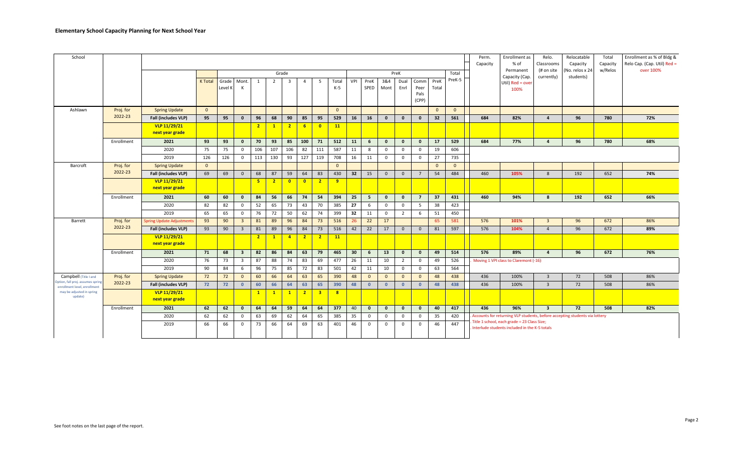### Elementary School Capacity Planning for Next School Year

| School | | | Grade | | | | | | | | | PreK | | | | | | | Total PreK-5 | Perm. Capacity | Enrollment as % of Permanent Capacity (Cap. Util) Red = over 100% | Relo. Classrooms (# on site currently) | Relocatable Capacity (No. relos x 24 students) | Total Capacity w/Relos | Enrollment as % of Bldg & Relo Cap. (Cap. Util) Red = over 100% |
|---|---|---|---|---|---|---|---|---|---|---|---|---|---|---|---|---|---|---|---|---|---|---|---|---|---|
| | | | K Total | Grade Level K | Mont. K | 1 | 2 | 3 | 4 | 5 | Total K-5 | VPI | PreK SPED | 3&4 Mont | Dual Enrl | Comm Peer Pals (CPP) | PreK Total | | | | | | | | |
| Ashlawn | Proj. for 2022-23 | Spring Update | 0 | | | | | | | | 0 | | | | | | 0 | 0 | | | | | | | |
| | | **Fall (includes VLP)** | **95** | **95** | **0** | **96** | **68** | **90** | **85** | **95** | **529** | **16** | **16** | **0** | **0** | **0** | **32** | **561** | **684** | **82%** | **4** | **96** | **780** | **72%** |
| | | **VLP 11/29/21 next year grade** | | | | **2** | **1** | **2** | **6** | **0** | **11** | | | | | | | | | | | | | |
| | Enrollment | **2021** | **93** | **93** | **0** | **70** | **93** | **85** | **100** | **71** | **512** | **11** | **6** | **0** | **0** | **0** | **17** | **529** | **684** | **77%** | **4** | **96** | **780** | **68%** |
| | | 2020 | 75 | 75 | 0 | 106 | 107 | 106 | 82 | 111 | 587 | 11 | 8 | 0 | 0 | 0 | 19 | 606 | | | | | | |
| | | 2019 | 126 | 126 | 0 | 113 | 130 | 93 | 127 | 119 | 708 | 16 | 11 | 0 | 0 | 0 | 27 | 735 | | | | | | |
| Barcroft | Proj. for 2022-23 | Spring Update | 0 | | | | | | | | 0 | | | | | | 0 | 0 | | | | | | |
| | | **Fall (includes VLP)** | 69 | 69 | 0 | 68 | 87 | 59 | 64 | 83 | 430 | **32** | 15 | 0 | 0 | 7 | 54 | 484 | 460 | **105%** | 8 | 192 | 652 | **74%** |
| | | **VLP 11/29/21 next year grade** | | | | **5** | **2** | **0** | **0** | **2** | **9** | | | | | | | | | | | | | |
| | Enrollment | **2021** | **60** | **60** | **0** | **84** | **56** | **66** | **74** | **54** | **394** | **25** | **5** | **0** | **0** | **7** | **37** | **431** | **460** | **94%** | **8** | **192** | **652** | **66%** |
| | | 2020 | 82 | 82 | 0 | 52 | 65 | 73 | 43 | 70 | 385 | **27** | 6 | 0 | 0 | 5 | 38 | 423 | | | | | | |
| | | 2019 | 65 | 65 | 0 | 76 | 72 | 50 | 62 | 74 | 399 | **32** | 11 | 0 | 2 | 6 | 51 | 450 | | | | | | |
| Barrett | Proj. for 2022-23 | Spring Update Adjustments | 93 | 90 | 3 | 81 | 89 | 96 | 84 | 73 | 516 | 26 | 22 | 17 | | | 65 | 581 | 576 | 101% | 3 | 96 | 672 | 86% |
| | | **Fall (includes VLP)** | 93 | 90 | 3 | 81 | 89 | 96 | 84 | 73 | 516 | 42 | 22 | 17 | 0 | 0 | 81 | 597 | 576 | **104%** | 4 | 96 | 672 | **89%** |
| | | **VLP 11/29/21 next year grade** | | | | **2** | **1** | **4** | **2** | **2** | **11** | | | | | | | | | | | | | |
| | Enrollment | **2021** | **71** | **68** | **3** | **82** | **86** | **84** | **63** | **79** | **465** | **30** | **6** | **13** | **0** | **0** | **49** | **514** | **576** | **89%** | **4** | **96** | **672** | **76%** |
| | | 2020 | 76 | 73 | 3 | 87 | 88 | 74 | 83 | 69 | 477 | 26 | 11 | 10 | 2 | 0 | 49 | 526 | Moving 1 VPI class to Claremont (-16) | | | | | |
| | | 2019 | 90 | 84 | 6 | 96 | 75 | 85 | 72 | 83 | 501 | 42 | 11 | 10 | 0 | 0 | 63 | 564 | | | | | | |
| Campbell (Title I and Option, fall proj. assumes spring enrollment level, enrollment may be adjusted in spring update) | Proj. for 2022-23 | Spring Update | 72 | 72 | 0 | 60 | 66 | 64 | 63 | 65 | 390 | 48 | 0 | 0 | 0 | 0 | 48 | 438 | 436 | 100% | 3 | 72 | 508 | 86% |
| | | **Fall (includes VLP)** | 72 | 72 | 0 | 60 | 66 | 64 | 63 | 65 | 390 | 48 | 0 | 0 | 0 | 0 | 48 | 438 | 436 | 100% | 3 | 72 | 508 | 86% |
| | | **VLP 11/29/21 next year grade** | | | | **1** | **1** | **1** | **2** | **3** | **8** | | | | | | | | | | | | | |
| | Enrollment | **2021** | **62** | **62** | **0** | **64** | **64** | **59** | **64** | **64** | **377** | **40** | **0** | **0** | **0** | **0** | **40** | **417** | **436** | **96%** | **3** | **72** | **508** | **82%** |
| | | 2020 | 62 | 62 | 0 | 63 | 69 | 62 | 64 | 65 | 385 | 35 | 0 | 0 | 0 | 0 | 35 | 420 | Accounts for returning VLP students, before accepting students via lottery | | | | | |
| | | 2019 | 66 | 66 | 0 | 73 | 66 | 64 | 69 | 63 | 401 | 46 | 0 | 0 | 0 | 0 | 46 | 447 | Title 1 school, each grade = 23 Class Size; Interlude students included in the K-5 totals | | | | | |

See foot notes on the last page of the report.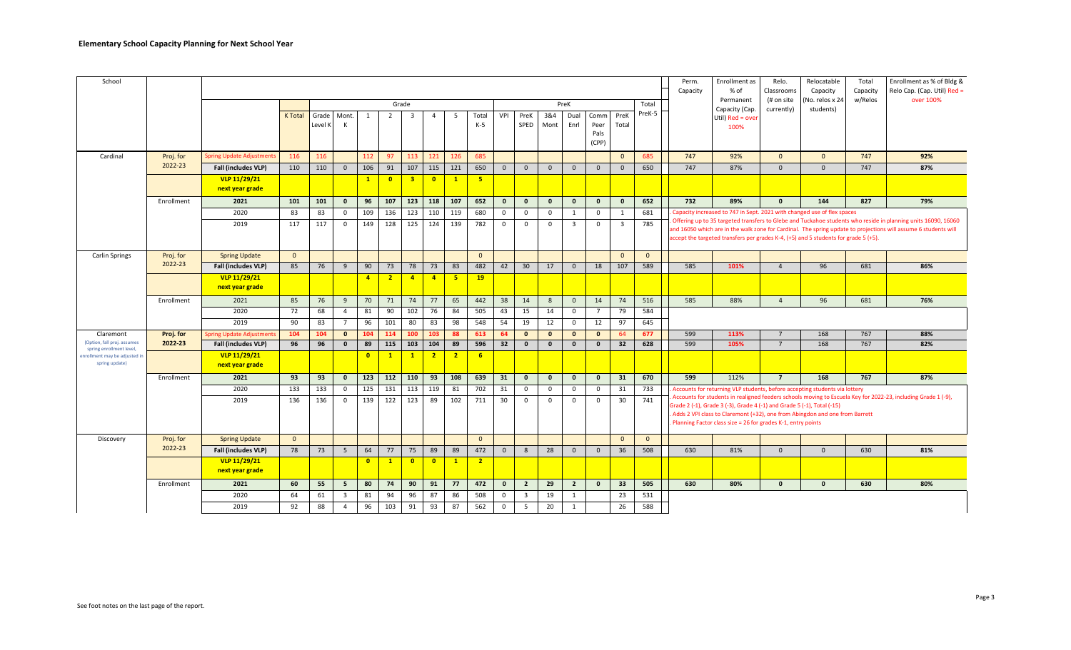## Elementary School Capacity Planning for Next School Year

| School | | | K Total | Grade Level K | Mont. K | 1 | 2 | 3 | 4 | 5 | Total K-5 | VPI | PreK SPED | 3&4 Mont | Dual Enrl | Comm Peer Pals (CPP) | PreK Total | Total PreK-5 | Perm. Capacity | Enrollment as % of Permanent Capacity (Cap. Util) Red = over 100% | Relo. Classrooms (# on site currently) | Relocatable Capacity (No. relos x 24 students) | Total Capacity w/Relos | Enrollment as % of Bldg & Relo Cap. (Cap. Util) Red = over 100% |
|---|---|---|---|---|---|---|---|---|---|---|---|---|---|---|---|---|---|---|---|---|---|---|---|---|
| Cardinal | Proj. for 2022-23 | Spring Update Adjustments | 116 | 116 | | 112 | 97 | 113 | 121 | 126 | 685 | | | | | | 0 | 685 | 747 | 92% | 0 | 0 | 747 | 92% |
| | | Fall (includes VLP) | 110 | 110 | 0 | 106 | 91 | 107 | 115 | 121 | 650 | 0 | 0 | 0 | 0 | 0 | 0 | 650 | 747 | 87% | 0 | 0 | 747 | 87% |
| | | VLP 11/29/21 next year grade | | | | 1 | 0 | 3 | 0 | 1 | 5 | | | | | | | | | | | | | |
| | Enrollment | 2021 | 101 | 101 | 0 | 96 | 107 | 123 | 118 | 107 | 652 | 0 | 0 | 0 | 0 | 0 | 0 | 652 | 732 | 89% | 0 | 144 | 827 | 79% |
| | | 2020 | 83 | 83 | 0 | 109 | 136 | 123 | 110 | 119 | 680 | 0 | 0 | 0 | 1 | 0 | 1 | 681 | . Capacity increased to 747 in Sept. 2021 with changed use of flex spaces | | | | | |
| | | 2019 | 117 | 117 | 0 | 149 | 128 | 125 | 124 | 139 | 782 | 0 | 0 | 0 | 3 | 0 | 3 | 785 | . Offering up to 35 targeted transfers to Glebe and Tuckahoe students who reside in planning units 16090, 16060 and 16050 which are in the walk zone for Cardinal. The spring update to projections will assume 6 students will accept the targeted transfers per grades K-4, (+5) and 5 students for grade 5 (+5). | | | | | |
| Carlin Springs | Proj. for 2022-23 | Spring Update | 0 | | | | | | | | 0 | | | | | | 0 | 0 | | | | | | |
| | | Fall (includes VLP) | 85 | 76 | 9 | 90 | 73 | 78 | 73 | 83 | 482 | 42 | 30 | 17 | 0 | 18 | 107 | 589 | 585 | 101% | 4 | 96 | 681 | 86% |
| | | VLP 11/29/21 next year grade | | | | 4 | 2 | 4 | 4 | 5 | 19 | | | | | | | | | | | | | |
| | Enrollment | 2021 | 85 | 76 | 9 | 70 | 71 | 74 | 77 | 65 | 442 | 38 | 14 | 8 | 0 | 14 | 74 | 516 | 585 | 88% | 4 | 96 | 681 | 76% |
| | | 2020 | 72 | 68 | 4 | 81 | 90 | 102 | 76 | 84 | 505 | 43 | 15 | 14 | 0 | 7 | 79 | 584 | | | | | | |
| | | 2019 | 90 | 83 | 7 | 96 | 101 | 80 | 83 | 98 | 548 | 54 | 19 | 12 | 0 | 12 | 97 | 645 | | | | | | |
| Claremont (Option, fall proj. assumes spring enrollment level, enrollment may be adjusted in spring update) | Proj. for 2022-23 | Spring Update Adjustments | 104 | 104 | 0 | 104 | 114 | 100 | 103 | 88 | 613 | 64 | 0 | 0 | 0 | 0 | 64 | 677 | 599 | 113% | 7 | 168 | 767 | 88% |
| | | Fall (includes VLP) | 96 | 96 | 0 | 89 | 115 | 103 | 104 | 89 | 596 | 32 | 0 | 0 | 0 | 0 | 32 | 628 | 599 | 105% | 7 | 168 | 767 | 82% |
| | | VLP 11/29/21 next year grade | | | | 0 | 1 | 1 | 2 | 2 | 6 | | | | | | | | | | | | | |
| | Enrollment | 2021 | 93 | 93 | 0 | 123 | 112 | 110 | 93 | 108 | 639 | 31 | 0 | 0 | 0 | 0 | 31 | 670 | 599 | 112% | 7 | 168 | 767 | 87% |
| | | 2020 | 133 | 133 | 0 | 125 | 131 | 113 | 119 | 81 | 702 | 31 | 0 | 0 | 0 | 0 | 31 | 733 | . Accounts for returning VLP students, before accepting students via lottery | | | | | |
| | | 2019 | 136 | 136 | 0 | 139 | 122 | 123 | 89 | 102 | 711 | 30 | 0 | 0 | 0 | 0 | 30 | 741 | . Accounts for students in realigned feeders schools moving to Escuela Key for 2022-23, including Grade 1 (-9), Grade 2 (-1), Grade 3 (-3), Grade 4 (-1) and Grade 5 (-1), Total (-15). Adds 2 VPI class to Claremont (+32), one from Abingdon and one from Barrett. Planning Factor class size = 26 for grades K-1, entry points | | | | | |
| Discovery | Proj. for 2022-23 | Spring Update | 0 | | | | | | | | 0 | | | | | | 0 | 0 | | | | | | |
| | | Fall (includes VLP) | 78 | 73 | 5 | 64 | 77 | 75 | 89 | 89 | 472 | 0 | 8 | 28 | 0 | 0 | 36 | 508 | 630 | 81% | 0 | 0 | 630 | 81% |
| | | VLP 11/29/21 next year grade | | | | 0 | 1 | 0 | 0 | 1 | 2 | | | | | | | | | | | | | |
| | Enrollment | 2021 | 60 | 55 | 5 | 80 | 74 | 90 | 91 | 77 | 472 | 0 | 2 | 29 | 2 | 0 | 33 | 505 | 630 | 80% | 0 | 0 | 630 | 80% |
| | | 2020 | 64 | 61 | 3 | 81 | 94 | 96 | 87 | 86 | 508 | 0 | 3 | 19 | 1 | | 23 | 531 | | | | | | |
| | | 2019 | 92 | 88 | 4 | 96 | 103 | 91 | 93 | 87 | 562 | 0 | 5 | 20 | 1 | | 26 | 588 | | | | | | |

See foot notes on the last page of the report.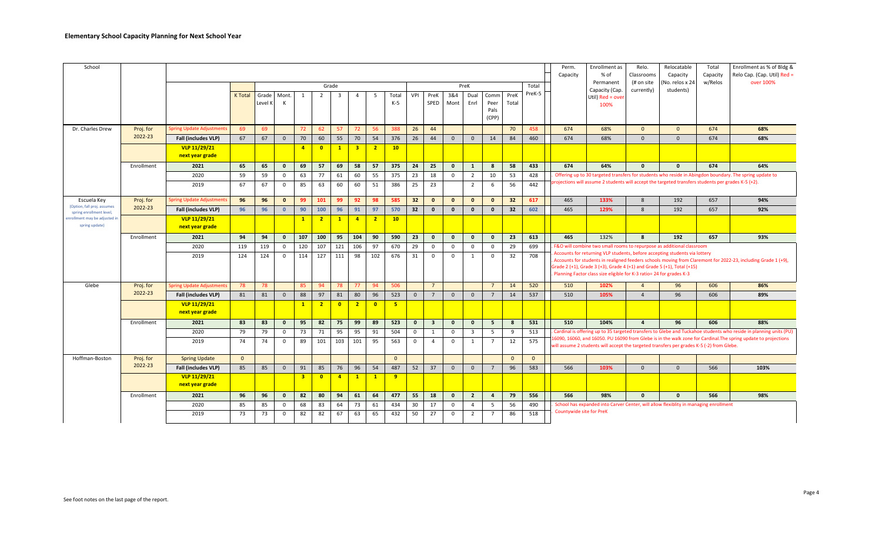# Elementary School Capacity Planning for Next School Year

| School | | | K Total | Grade Level K | Mont. K | 1 | 2 | 3 | 4 | 5 | Total K-5 | VPI | PreK SPED | 3&4 Mont | Dual Enrl | Comm Peer Pals (CPP) | PreK Total | Total PreK-5 | Perm. Capacity | Enrollment as % of Permanent Capacity (Cap. Util) Red = over 100% | Relo. Classrooms (# on site currently) | Relocatable Capacity (No. relos x 24 students) | Total Capacity w/Relos | Enrollment as % of Bldg & Relo Cap. (Cap. Util) Red = over 100% |
|---|---|---|---|---|---|---|---|---|---|---|---|---|---|---|---|---|---|---|---|---|---|---|---|---|
| Dr. Charles Drew | Proj. for 2022-23 | Spring Update Adjustments | 69 | 69 | | 72 | 62 | 57 | 72 | 56 | 388 | 26 | 44 | | | | 70 | 458 | 674 | 68% | 0 | 0 | 674 | 68% |
| | | Fall (includes VLP) | 67 | 67 | 0 | 70 | 60 | 55 | 70 | 54 | 376 | 26 | 44 | 0 | 0 | 14 | 84 | 460 | 674 | 68% | 0 | 0 | 674 | 68% |
| | | VLP 11/29/21 next year grade | | | | 4 | 0 | 1 | 3 | 2 | 10 | | | | | | | | | | | | | |
| | Enrollment | 2021 | 65 | 65 | 0 | 69 | 57 | 69 | 58 | 57 | 375 | 24 | 25 | 0 | 1 | 8 | 58 | 433 | 674 | 64% | 0 | 0 | 674 | 64% |
| | | 2020 | 59 | 59 | 0 | 63 | 77 | 61 | 60 | 55 | 375 | 23 | 18 | 0 | 2 | 10 | 53 | 428 | Offering up to 30 targeted transfers for students who reside in Abingdon boundary. The spring update to projections will assume 2 students will accept the targeted transfers students per grades K-5 (+2). | | | | | |
| | | 2019 | 67 | 67 | 0 | 85 | 63 | 60 | 60 | 51 | 386 | 25 | 23 | | 2 | 6 | 56 | 442 | | | | | | |
| Escuela Key (Option, fall proj. assumes spring enrollment level, enrollment may be adjusted in spring update) | Proj. for 2022-23 | Spring Update Adjustments | 96 | 96 | 0 | 99 | 101 | 99 | 92 | 98 | 585 | 32 | 0 | 0 | 0 | 0 | 32 | 617 | 465 | 133% | 8 | 192 | 657 | 94% |
| | | Fall (includes VLP) | 96 | 96 | 0 | 90 | 100 | 96 | 91 | 97 | 570 | 32 | 0 | 0 | 0 | 0 | 32 | 602 | 465 | 129% | 8 | 192 | 657 | 92% |
| | | VLP 11/29/21 next year grade | | | | 1 | 2 | 1 | 4 | 2 | 10 | | | | | | | | | | | | | |
| | Enrollment | 2021 | 94 | 94 | 0 | 107 | 100 | 95 | 104 | 90 | 590 | 23 | 0 | 0 | 0 | 0 | 23 | 613 | 465 | 132% | 8 | 192 | 657 | 93% |
| | | 2020 | 119 | 119 | 0 | 120 | 107 | 121 | 106 | 97 | 670 | 29 | 0 | 0 | 0 | 0 | 29 | 699 | . F&O will combine two small rooms to repurpose as additional classroom . Accounts for returning VLP students, before accepting students via lottery . Accounts for students in realigned feeders schools moving from Claremont for 2022-23, including Grade 1 (+9), Grade 2 (+1), Grade 3 (+3), Grade 4 (+1) and Grade 5 (+1), Total (+15) . Planning Factor class size eligible for K-3 ration 24 for grades K-3 | | | | | |
| | | 2019 | 124 | 124 | 0 | 114 | 127 | 111 | 98 | 102 | 676 | 31 | 0 | 0 | 1 | 0 | 32 | 708 | | | | | | |
| Glebe | Proj. for 2022-23 | Spring Update Adjustments | 78 | 78 | | 85 | 94 | 78 | 77 | 94 | 506 | | 7 | | | 7 | 14 | 520 | 510 | 102% | 4 | 96 | 606 | 86% |
| | | Fall (includes VLP) | 81 | 81 | 0 | 88 | 97 | 81 | 80 | 96 | 523 | 0 | 7 | 0 | 0 | 7 | 14 | 537 | 510 | 105% | 4 | 96 | 606 | 89% |
| | | VLP 11/29/21 next year grade | | | | 1 | 2 | 0 | 2 | 0 | 5 | | | | | | | | | | | | | |
| | Enrollment | 2021 | 83 | 83 | 0 | 95 | 82 | 75 | 99 | 89 | 523 | 0 | 3 | 0 | 0 | 5 | 8 | 531 | 510 | 104% | 4 | 96 | 606 | 88% |
| | | 2020 | 79 | 79 | 0 | 73 | 71 | 95 | 95 | 91 | 504 | 0 | 1 | 0 | 3 | 5 | 9 | 513 | . Cardinal is offering up to 35 targeted transfers to Glebe and Tuckahoe students who reside in planning units (PU) 16090, 16060, and 16050. PU 16090 from Glebe is in the walk zone for Cardinal.The spring update to projections will assume 2 students will accept the targeted transfers per grades K-5 (-2) from Glebe. | | | | | |
| | | 2019 | 74 | 74 | 0 | 89 | 101 | 103 | 101 | 95 | 563 | 0 | 4 | 0 | 1 | 7 | 12 | 575 | | | | | | |
| Hoffman-Boston | Proj. for 2022-23 | Spring Update | 0 | | | | | | | | 0 | | | | | | 0 | 0 | | | | | | |
| | | Fall (includes VLP) | 85 | 85 | 0 | 91 | 85 | 76 | 96 | 54 | 487 | 52 | 37 | 0 | 0 | 7 | 96 | 583 | 566 | 103% | 0 | 0 | 566 | 103% |
| | | VLP 11/29/21 next year grade | | | | 3 | 0 | 4 | 1 | 1 | 9 | | | | | | | | | | | | | |
| | Enrollment | 2021 | 96 | 96 | 0 | 82 | 80 | 94 | 61 | 64 | 477 | 55 | 18 | 0 | 2 | 4 | 79 | 556 | 566 | 98% | 0 | 0 | 566 | 98% |
| | | 2020 | 85 | 85 | 0 | 68 | 83 | 64 | 73 | 61 | 434 | 30 | 17 | 0 | 4 | 5 | 56 | 490 | . School has expanded into Carver Center, will allow flexiblity in managing enrollment . Countywide site for PreK | | | | | |
| | | 2019 | 73 | 73 | 0 | 82 | 82 | 67 | 63 | 65 | 432 | 50 | 27 | 0 | 2 | 7 | 86 | 518 | | | | | | |

See foot notes on the last page of the report.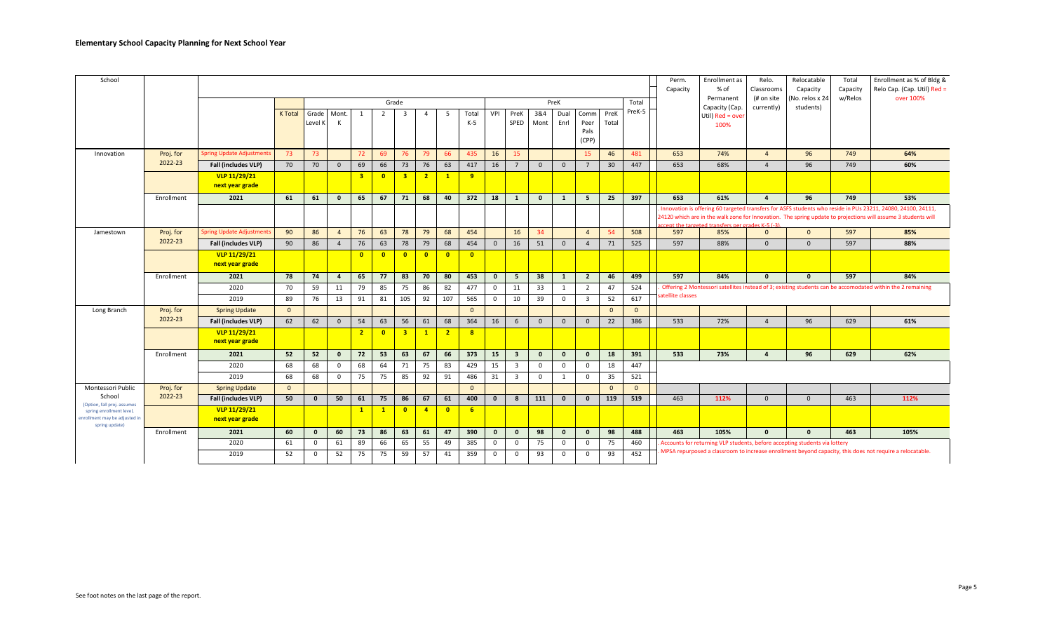## Elementary School Capacity Planning for Next School Year

| School | | | Grade | | | | | | | | | PreK | | | | | | | Total PreK-5 | Perm. Capacity | Enrollment as % of Permanent Capacity (Cap. Util) Red = over 100% | Relo. Classrooms (# on site currently) | Relocatable Capacity (No. relos x 24 students) | Total Capacity w/Relos | Enrollment as % of Bldg & Relo Cap. (Cap. Util) Red = over 100% |
|---|---|---|---|---|---|---|---|---|---|---|---|---|---|---|---|---|---|---|---|---|---|---|---|---|---|
| | | | K Total | Grade Level K | Mont. K | 1 | 2 | 3 | 4 | 5 | Total K-5 | VPI | PreK SPED | 3&4 Mont | Dual Enrl | Comm Peer Pals (CPP) | PreK Total | | | | | | | | |
| Innovation | Proj. for 2022-23 | Spring Update Adjustments | 73 | 73 | | 72 | 69 | 76 | 79 | 66 | 435 | 16 | 15 | | | 15 | 46 | | 481 | 653 | 74% | 4 | 96 | 749 | 64% |
| | | Fall (includes VLP) | 70 | 70 | 0 | 69 | 66 | 73 | 76 | 63 | 417 | 16 | 7 | 0 | 0 | 7 | 30 | | 447 | 653 | 68% | 4 | 96 | 749 | 60% |
| | | VLP 11/29/21 next year grade | | | | 3 | 0 | 3 | 2 | 1 | 9 | | | | | | | | | | | | | | |
| | Enrollment | 2021 | 61 | 61 | 0 | 65 | 67 | 71 | 68 | 40 | 372 | 18 | 1 | 0 | 1 | 5 | 25 | | 397 | 653 | 61% | 4 | 96 | 749 | 53% |
| | | | | | | | | | | | | | | | | | | | | . Innovation is offering 60 targeted transfers for ASFS students who reside in PUs 23211, 24080, 24100, 24111, 24120 which are in the walk zone for Innovation. The spring update to projections will assume 3 students will accept the targeted transfers per grades K-5 (-3). | | | | | |
| Jamestown | Proj. for 2022-23 | Spring Update Adjustments | 90 | 86 | 4 | 76 | 63 | 78 | 79 | 68 | 454 | | 16 | 34 | | 4 | 54 | | 508 | 597 | 85% | 0 | 0 | 597 | 85% |
| | | Fall (includes VLP) | 90 | 86 | 4 | 76 | 63 | 78 | 79 | 68 | 454 | 0 | 16 | 51 | 0 | 4 | 71 | | 525 | 597 | 88% | 0 | 0 | 597 | 88% |
| | | VLP 11/29/21 next year grade | | | | 0 | 0 | 0 | 0 | 0 | 0 | | | | | | | | | | | | | | |
| | Enrollment | 2021 | 78 | 74 | 4 | 65 | 77 | 83 | 70 | 80 | 453 | 0 | 5 | 38 | 1 | 2 | 46 | | 499 | 597 | 84% | 0 | 0 | 597 | 84% |
| | | 2020 | 70 | 59 | 11 | 79 | 85 | 75 | 86 | 82 | 477 | 0 | 11 | 33 | 1 | 2 | 47 | | 524 | . Offering 2 Montessori satellites instead of 3; existing students can be accomodated within the 2 remaining satellite classes | | | | | |
| | | 2019 | 89 | 76 | 13 | 91 | 81 | 105 | 92 | 107 | 565 | 0 | 10 | 39 | 0 | 3 | 52 | | 617 | | | | | | |
| Long Branch | Proj. for 2022-23 | Spring Update | 0 | | | | | | | | 0 | | | | | | 0 | | 0 | | | | | | |
| | | Fall (includes VLP) | 62 | 62 | 0 | 54 | 63 | 56 | 61 | 68 | 364 | 16 | 6 | 0 | 0 | 0 | 22 | | 386 | 533 | 72% | 4 | 96 | 629 | 61% |
| | | VLP 11/29/21 next year grade | | | | 2 | 0 | 3 | 1 | 2 | 8 | | | | | | | | | | | | | | |
| | Enrollment | 2021 | 52 | 52 | 0 | 72 | 53 | 63 | 67 | 66 | 373 | 15 | 3 | 0 | 0 | 0 | 18 | | 391 | 533 | 73% | 4 | 96 | 629 | 62% |
| | | 2020 | 68 | 68 | 0 | 68 | 64 | 71 | 75 | 83 | 429 | 15 | 3 | 0 | 0 | 0 | 18 | | 447 | | | | | | |
| | | 2019 | 68 | 68 | 0 | 75 | 75 | 85 | 92 | 91 | 486 | 31 | 3 | 0 | 1 | 0 | 35 | | 521 | | | | | | |
| Montessori Public School (Option, fall proj. assumes spring enrollment level, enrollment may be adjusted in spring update) | Proj. for 2022-23 | Spring Update | 0 | | | | | | | | 0 | | | | | | 0 | | 0 | | | | | | |
| | | Fall (includes VLP) | 50 | 0 | 50 | 61 | 75 | 86 | 67 | 61 | 400 | 0 | 8 | 111 | 0 | 0 | 119 | | 519 | 463 | 112% | 0 | 0 | 463 | 112% |
| | | VLP 11/29/21 next year grade | | | | 1 | 1 | 0 | 4 | 0 | 6 | | | | | | | | | | | | | | |
| | Enrollment | 2021 | 60 | 0 | 60 | 73 | 86 | 63 | 61 | 47 | 390 | 0 | 0 | 98 | 0 | 0 | 98 | | 488 | 463 | 105% | 0 | 0 | 463 | 105% |
| | | 2020 | 61 | 0 | 61 | 89 | 66 | 65 | 55 | 49 | 385 | 0 | 0 | 75 | 0 | 0 | 75 | | 460 | . Accounts for returning VLP students, before accepting students via lottery | | | | | |
| | | 2019 | 52 | 0 | 52 | 75 | 75 | 59 | 57 | 41 | 359 | 0 | 0 | 93 | 0 | 0 | 93 | | 452 | . MPSA repurposed a classroom to increase enrollment beyond capacity, this does not require a relocatable. | | | | | |

See foot notes on the last page of the report.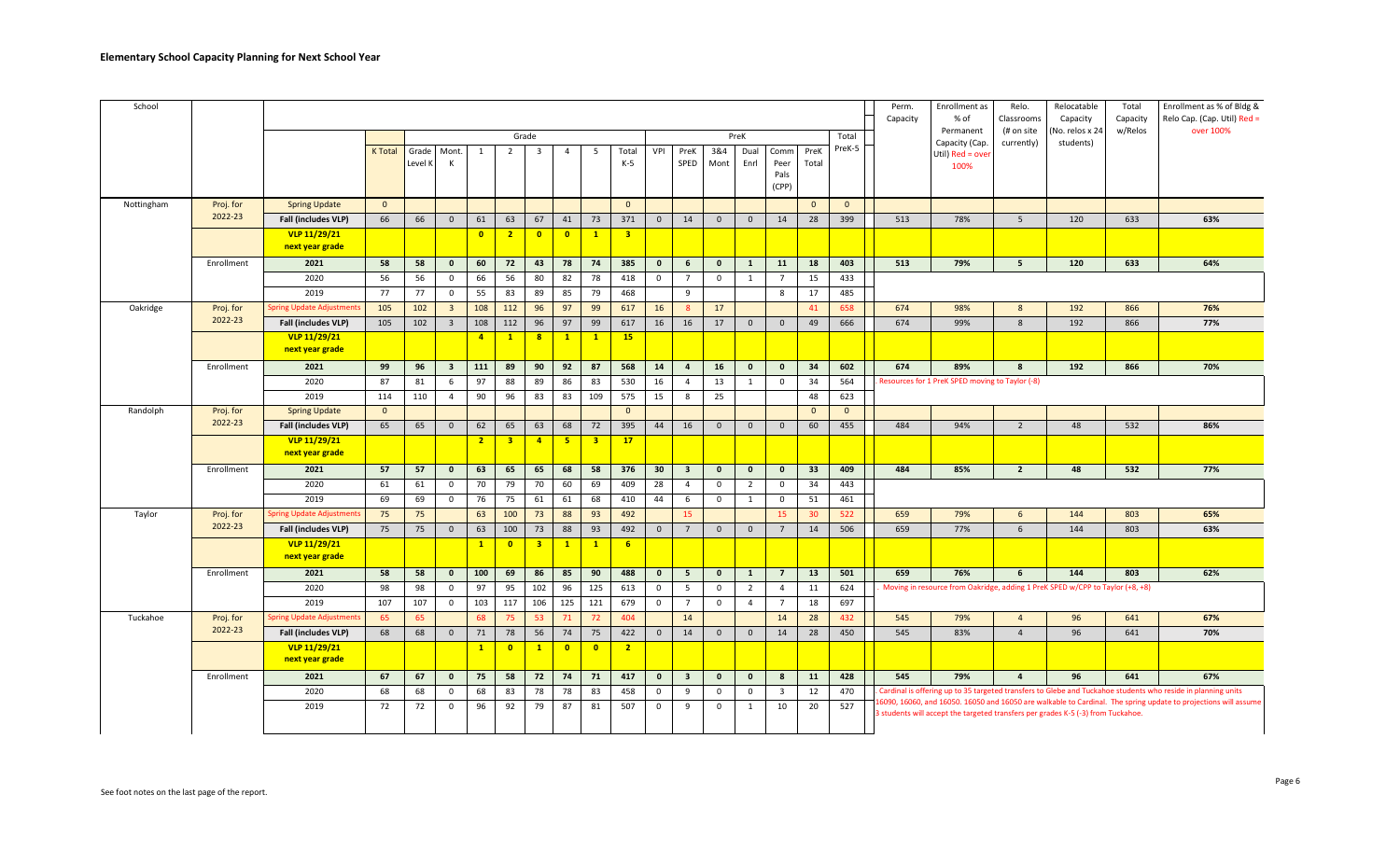## Elementary School Capacity Planning for Next School Year

| School | | | Grade | | | | | | | | | PreK | | | | | | Total | Perm. Capacity | Enrollment as % of Permanent Capacity (Cap. Util) Red = over 100% | Relo. Classrooms (# on site currently) | Relocatable Capacity (No. relos x 24 students) | Total Capacity w/Relos | Enrollment as % of Bldg & Relo Cap. (Cap. Util) Red = over 100% |
|---|---|---|---|---|---|---|---|---|---|---|---|---|---|---|---|---|---|---|---|---|---|---|---|---|
| | | | K Total | Grade Level K | Mont. K | 1 | 2 | 3 | 4 | 5 | Total K-5 | VPI | PreK SPED | 3&4 Mont | Dual Enrl | Comm Peer Pals (CPP) | PreK Total | PreK-5 | | | | | | |
| Nottingham | Proj. for 2022-23 | Spring Update | 0 | | | | | | | | 0 | | | | | | 0 | 0 | | | | | | |
| | | Fall (includes VLP) | 66 | 66 | 0 | 61 | 63 | 67 | 41 | 73 | 371 | 0 | 14 | 0 | 0 | 14 | 28 | 399 | 513 | 78% | 5 | 120 | 633 | 63% |
| | | VLP 11/29/21 next year grade | | | | 0 | 2 | 0 | 0 | 1 | 3 | | | | | | | | | | | | | |
| | Enrollment | 2021 | 58 | 58 | 0 | 60 | 72 | 43 | 78 | 74 | 385 | 0 | 6 | 0 | 1 | 11 | 18 | 403 | 513 | 79% | 5 | 120 | 633 | 64% |
| | | 2020 | 56 | 56 | 0 | 66 | 56 | 80 | 82 | 78 | 418 | 0 | 7 | 0 | 1 | 7 | 15 | 433 | | | | | | |
| | | 2019 | 77 | 77 | 0 | 55 | 83 | 89 | 85 | 79 | 468 | | 9 | | | 8 | 17 | 485 | | | | | | |
| Oakridge | Proj. for 2022-23 | Spring Update Adjustments | 105 | 102 | 3 | 108 | 112 | 96 | 97 | 99 | 617 | 16 | 8 | 17 | | | 41 | 658 | 674 | 98% | 8 | 192 | 866 | 76% |
| | | Fall (includes VLP) | 105 | 102 | 3 | 108 | 112 | 96 | 97 | 99 | 617 | 16 | 16 | 17 | 0 | 0 | 49 | 666 | 674 | 99% | 8 | 192 | 866 | 77% |
| | | VLP 11/29/21 next year grade | | | | 4 | 1 | 8 | 1 | 1 | 15 | | | | | | | | | | | | | |
| | Enrollment | 2021 | 99 | 96 | 3 | 111 | 89 | 90 | 92 | 87 | 568 | 14 | 4 | 16 | 0 | 0 | 34 | 602 | 674 | 89% | 8 | 192 | 866 | 70% |
| | | 2020 | 87 | 81 | 6 | 97 | 88 | 89 | 86 | 83 | 530 | 16 | 4 | 13 | 1 | 0 | 34 | 564 | Resources for 1 PreK SPED moving to Taylor (-8) | | | | | |
| | | 2019 | 114 | 110 | 4 | 90 | 96 | 83 | 83 | 109 | 575 | 15 | 8 | 25 | | | 48 | 623 | | | | | | |
| Randolph | Proj. for 2022-23 | Spring Update | 0 | | | | | | | | 0 | | | | | | 0 | 0 | | | | | | |
| | | Fall (includes VLP) | 65 | 65 | 0 | 62 | 65 | 63 | 68 | 72 | 395 | 44 | 16 | 0 | 0 | 0 | 60 | 455 | 484 | 94% | 2 | 48 | 532 | 86% |
| | | VLP 11/29/21 next year grade | | | | 2 | 3 | 4 | 5 | 3 | 17 | | | | | | | | | | | | | |
| | Enrollment | 2021 | 57 | 57 | 0 | 63 | 65 | 65 | 68 | 58 | 376 | 30 | 3 | 0 | 0 | 0 | 33 | 409 | 484 | 85% | 2 | 48 | 532 | 77% |
| | | 2020 | 61 | 61 | 0 | 70 | 79 | 70 | 60 | 69 | 409 | 28 | 4 | 0 | 2 | 0 | 34 | 443 | | | | | | |
| | | 2019 | 69 | 69 | 0 | 76 | 75 | 61 | 61 | 68 | 410 | 44 | 6 | 0 | 1 | 0 | 51 | 461 | | | | | | |
| Taylor | Proj. for 2022-23 | Spring Update Adjustments | 75 | 75 | | 63 | 100 | 73 | 88 | 93 | 492 | | 15 | | | 15 | 30 | 522 | 659 | 79% | 6 | 144 | 803 | 65% |
| | | Fall (includes VLP) | 75 | 75 | 0 | 63 | 100 | 73 | 88 | 93 | 492 | 0 | 7 | 0 | 0 | 7 | 14 | 506 | 659 | 77% | 6 | 144 | 803 | 63% |
| | | VLP 11/29/21 next year grade | | | | 1 | 0 | 3 | 1 | 1 | 6 | | | | | | | | | | | | | |
| | Enrollment | 2021 | 58 | 58 | 0 | 100 | 69 | 86 | 85 | 90 | 488 | 0 | 5 | 0 | 1 | 7 | 13 | 501 | 659 | 76% | 6 | 144 | 803 | 62% |
| | | 2020 | 98 | 98 | 0 | 97 | 95 | 102 | 96 | 125 | 613 | 0 | 5 | 0 | 2 | 4 | 11 | 624 | Moving in resource from Oakridge, adding 1 PreK SPED w/CPP to Taylor (+8, +8) | | | | | |
| | | 2019 | 107 | 107 | 0 | 103 | 117 | 106 | 125 | 121 | 679 | 0 | 7 | 0 | 4 | 7 | 18 | 697 | | | | | | |
| Tuckahoe | Proj. for 2022-23 | Spring Update Adjustments | 65 | 65 | | 68 | 75 | 53 | 71 | 72 | 404 | | 14 | | | 14 | 28 | 432 | 545 | 79% | 4 | 96 | 641 | 67% |
| | | Fall (includes VLP) | 68 | 68 | 0 | 71 | 78 | 56 | 74 | 75 | 422 | 0 | 14 | 0 | 0 | 14 | 28 | 450 | 545 | 83% | 4 | 96 | 641 | 70% |
| | | VLP 11/29/21 next year grade | | | | 1 | 0 | 1 | 0 | 0 | 2 | | | | | | | | | | | | | |
| | Enrollment | 2021 | 67 | 67 | 0 | 75 | 58 | 72 | 74 | 71 | 417 | 0 | 3 | 0 | 0 | 8 | 11 | 428 | 545 | 79% | 4 | 96 | 641 | 67% |
| | | 2020 | 68 | 68 | 0 | 68 | 83 | 78 | 78 | 83 | 458 | 0 | 9 | 0 | 0 | 3 | 12 | 470 | Cardinal is offering up to 35 targeted transfers to Glebe and Tuckahoe students who reside in planning units 16090, 16060, and 16050. 16050 and 16050 are walkable to Cardinal. The spring update to projections will assume 3 students will accept the targeted transfers per grades K-5 (-3) from Tuckahoe. | | | | | |
| | | 2019 | 72 | 72 | 0 | 96 | 92 | 79 | 87 | 81 | 507 | 0 | 9 | 0 | 1 | 10 | 20 | 527 | | | | | | |

See foot notes on the last page of the report.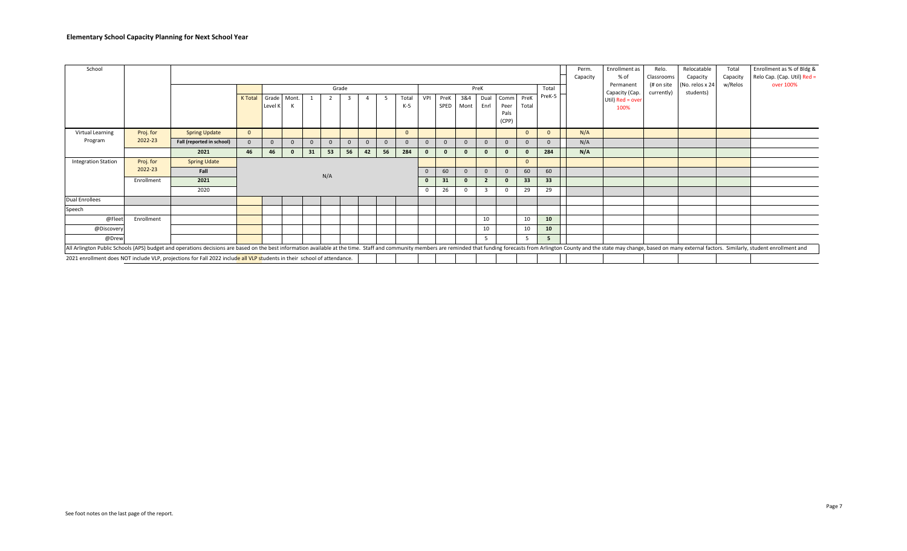## Elementary School Capacity Planning for Next School Year

| School | | | K Total | Grade Level K | Mont. K | 1 | 2 | 3 | 4 | 5 | Total K-5 | VPI | PreK SPED | 3&4 Mont | Dual Enrl | Comm Peer Pals (CPP) | PreK Total | Total PreK-5 | Perm. Capacity | Enrollment as % of Permanent Capacity (Cap. Util) Red = over 100% | Relo. Classrooms (# on site currently) | Relocatable Capacity (No. relos x 24 students) | Total Capacity w/Relos | Enrollment as % of Bldg & Relo Cap. (Cap. Util) Red = over 100% |
|---|---|---|---|---|---|---|---|---|---|---|---|---|---|---|---|---|---|---|---|---|---|---|---|---|
| Virtual Learning Program | Proj. for 2022-23 | Spring Update | 0 | | | | | | | | 0 | | | | | | 0 | 0 | N/A | | | | | |
| | | Fall (reported in school) | 0 | 0 | 0 | 0 | 0 | 0 | 0 | 0 | 0 | 0 | 0 | 0 | 0 | 0 | 0 | 0 | N/A | | | | | |
| | | 2021 | 46 | 46 | 0 | 31 | 53 | 56 | 42 | 56 | 284 | 0 | 0 | 0 | 0 | 0 | 0 | 284 | N/A | | | | | |
| Integration Station | Proj. for 2022-23 | Spring Udate | | | | | | | | | | | | | | | 0 | | | | | | | |
| | | Fall | | | | | N/A | | | | | 0 | 60 | 0 | 0 | 0 | 60 | 60 | | | | | | |
| | Enrollment | 2021 | | | | | | | | | | 0 | 31 | 0 | 2 | 0 | 33 | 33 | | | | | | |
| | | 2020 | | | | | | | | | | 0 | 26 | 0 | 3 | 0 | 29 | 29 | | | | | | |
| Dual Enrollees | | | | | | | | | | | | | | | | | | | | | | | | |
| Speech | | | | | | | | | | | | | | | | | | | | | | | | |
| @Fleet | Enrollment | | | | | | | | | | | | | | 10 | | 10 | 10 | | | | | | |
| @Discovery | | | | | | | | | | | | | | | 10 | | 10 | 10 | | | | | | |
| @Drew | | | | | | | | | | | | | | | 5 | | 5 | 5 | | | | | | |

All Arlington Public Schools (APS) budget and operations decisions are based on the best information available at the time. Staff and community members are reminded that funding forecasts from Arlington County and the state may change, based on many external factors. Similarly, student enrollment and

2021 enrollment does NOT include VLP, projections for Fall 2022 include all VLP students in their school of attendance.

See foot notes on the last page of the report.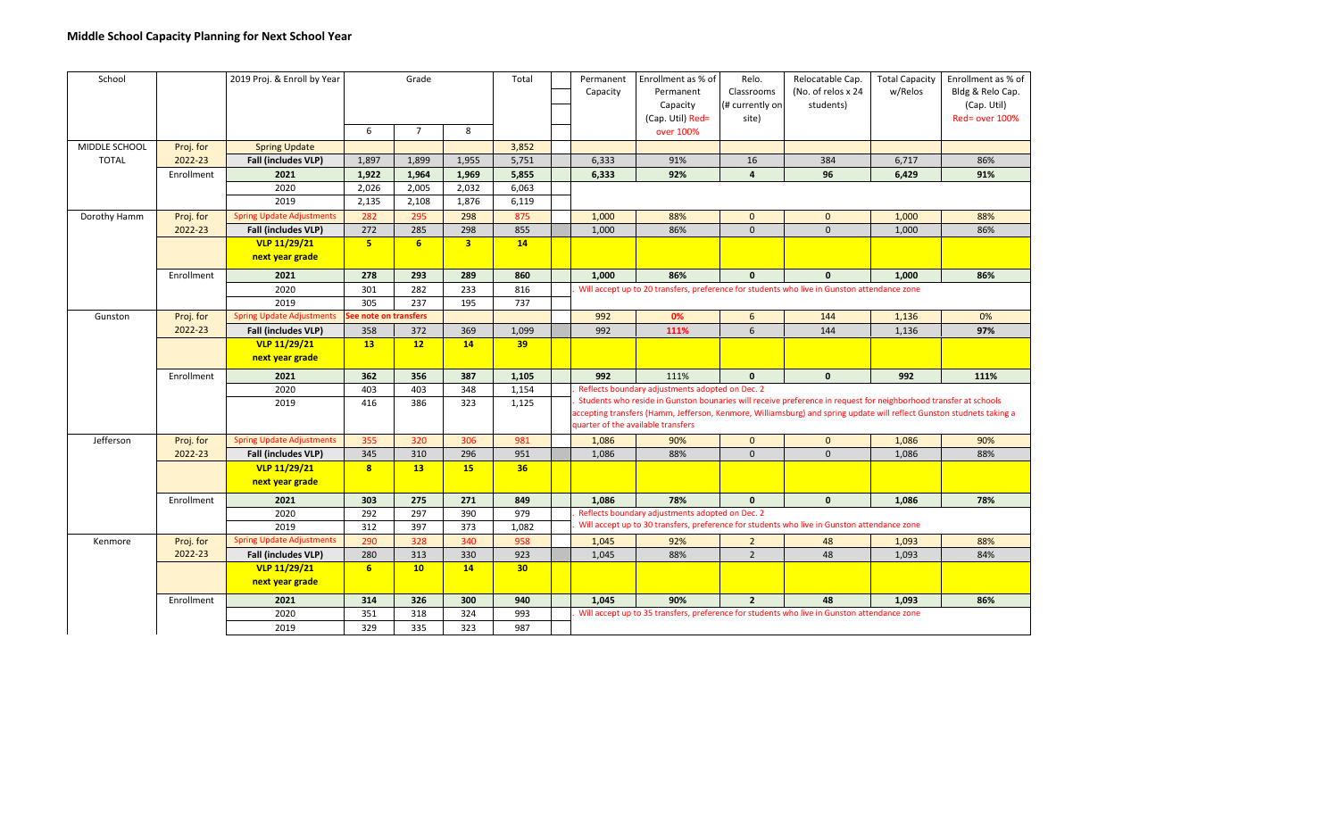## Middle School Capacity Planning for Next School Year

| School | | 2019 Proj. & Enroll by Year | Grade 6 | Grade 7 | Grade 8 | Total | Permanent Capacity | Enrollment as % of Permanent Capacity (Cap. Util) Red= over 100% | Relo. Classrooms (# currently on site) | Relocatable Cap. (No. of relos x 24 students) | Total Capacity w/Relos | Enrollment as % of Bldg & Relo Cap. (Cap. Util) Red= over 100% |
|---|---|---|---|---|---|---|---|---|---|---|---|---|
| MIDDLE SCHOOL | Proj. for | Spring Update | | | | 3,852 | | | | | | |
| TOTAL | 2022-23 | **Fall (includes VLP)** | 1,897 | 1,899 | 1,955 | 5,751 | 6,333 | 91% | 16 | 384 | 6,717 | 86% |
| | Enrollment | **2021** | **1,922** | **1,964** | **1,969** | **5,855** | **6,333** | **92%** | **4** | **96** | **6,429** | **91%** |
| | | 2020 | 2,026 | 2,005 | 2,032 | 6,063 | | | | | | |
| | | 2019 | 2,135 | 2,108 | 1,876 | 6,119 | | | | | | |
| Dorothy Hamm | Proj. for | Spring Update Adjustments | 282 | 295 | 298 | 875 | 1,000 | 88% | 0 | 0 | 1,000 | 88% |
| | 2022-23 | **Fall (includes VLP)** | 272 | 285 | 298 | 855 | 1,000 | 86% | 0 | 0 | 1,000 | 86% |
| | | **VLP 11/29/21 next year grade** | **5** | **6** | **3** | **14** | | | | | | |
| | Enrollment | **2021** | **278** | **293** | **289** | **860** | **1,000** | **86%** | **0** | **0** | **1,000** | **86%** |
| | | 2020 | 301 | 282 | 233 | 816 | . Will accept up to 20 transfers, preference for students who live in Gunston attendance zone | | | | | |
| | | 2019 | 305 | 237 | 195 | 737 | | | | | | |
| Gunston | Proj. for | Spring Update Adjustments | See note on transfers | | | | 992 | 0% | 6 | 144 | 1,136 | 0% |
| | 2022-23 | **Fall (includes VLP)** | 358 | 372 | 369 | 1,099 | 992 | **111%** | 6 | 144 | 1,136 | **97%** |
| | | **VLP 11/29/21 next year grade** | **13** | **12** | **14** | **39** | | | | | | |
| | Enrollment | **2021** | **362** | **356** | **387** | **1,105** | **992** | 111% | **0** | **0** | **992** | **111%** |
| | | 2020 | 403 | 403 | 348 | 1,154 | . Reflects boundary adjustments adopted on Dec. 2 | | | | | |
| | | 2019 | 416 | 386 | 323 | 1,125 | . Students who reside in Gunston bounaries will receive preference in request for neighborhood transfer at schools accepting transfers (Hamm, Jefferson, Kenmore, Williamsburg) and spring update will reflect Gunston studnets taking a quarter of the available transfers | | | | | |
| Jefferson | Proj. for | Spring Update Adjustments | 355 | 320 | 306 | 981 | 1,086 | 90% | 0 | 0 | 1,086 | 90% |
| | 2022-23 | **Fall (includes VLP)** | 345 | 310 | 296 | 951 | 1,086 | 88% | 0 | 0 | 1,086 | 88% |
| | | **VLP 11/29/21 next year grade** | **8** | **13** | **15** | **36** | | | | | | |
| | Enrollment | **2021** | **303** | **275** | **271** | **849** | **1,086** | **78%** | **0** | **0** | **1,086** | **78%** |
| | | 2020 | 292 | 297 | 390 | 979 | . Reflects boundary adjustments adopted on Dec. 2 | | | | | |
| | | 2019 | 312 | 397 | 373 | 1,082 | . Will accept up to 30 transfers, preference for students who live in Gunston attendance zone | | | | | |
| Kenmore | Proj. for | Spring Update Adjustments | 290 | 328 | 340 | 958 | 1,045 | 92% | 2 | 48 | 1,093 | 88% |
| | 2022-23 | **Fall (includes VLP)** | 280 | 313 | 330 | 923 | 1,045 | 88% | 2 | 48 | 1,093 | 84% |
| | | **VLP 11/29/21 next year grade** | **6** | **10** | **14** | **30** | | | | | | |
| | Enrollment | **2021** | **314** | **326** | **300** | **940** | **1,045** | **90%** | **2** | **48** | **1,093** | **86%** |
| | | 2020 | 351 | 318 | 324 | 993 | . Will accept up to 35 transfers, preference for students who live in Gunston attendance zone | | | | | |
| | | 2019 | 329 | 335 | 323 | 987 | | | | | | |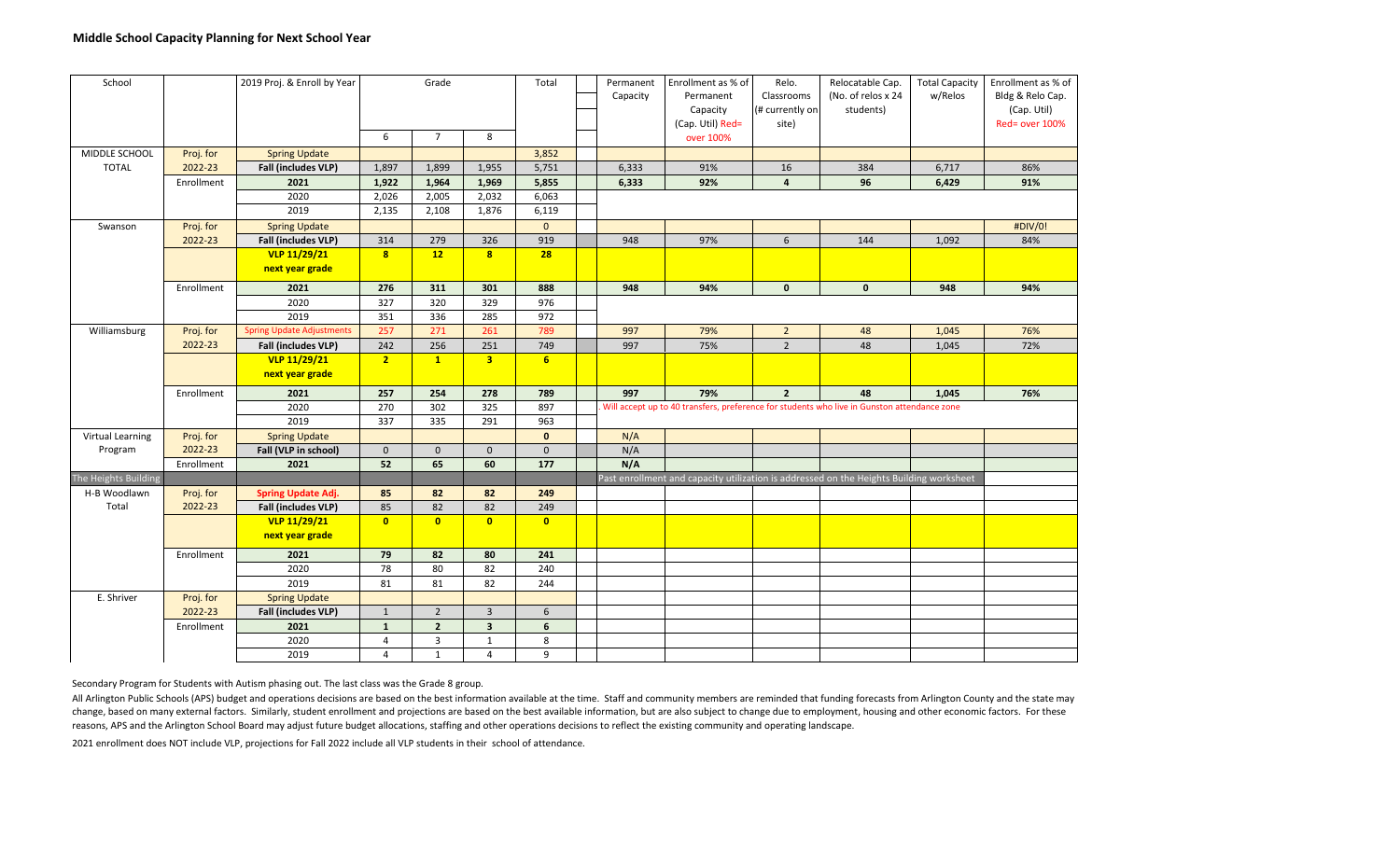## Middle School Capacity Planning for Next School Year

| School | | 2019 Proj. & Enroll by Year | Grade | | | Total | Permanent Capacity | Enrollment as % of Permanent Capacity (Cap. Util) Red= over 100% | Relo. Classrooms (# currently on site) | Relocatable Cap. (No. of relos x 24 students) | Total Capacity w/Relos | Enrollment as % of Bldg & Relo Cap. (Cap. Util) Red= over 100% |
|---|---|---|---|---|---|---|---|---|---|---|---|---|
| | | | 6 | 7 | 8 | | | | | | | |
| MIDDLE SCHOOL | Proj. for | Spring Update | | | | 3,852 | | | | | | |
| TOTAL | 2022-23 | **Fall (includes VLP)** | 1,897 | 1,899 | 1,955 | 5,751 | 6,333 | 91% | 16 | 384 | 6,717 | 86% |
| | Enrollment | **2021** | **1,922** | **1,964** | **1,969** | **5,855** | **6,333** | **92%** | **4** | **96** | **6,429** | **91%** |
| | | 2020 | 2,026 | 2,005 | 2,032 | 6,063 | | | | | | |
| | | 2019 | 2,135 | 2,108 | 1,876 | 6,119 | | | | | | |
| Swanson | Proj. for | Spring Update | | | | 0 | | | | | | #DIV/0! |
| | 2022-23 | **Fall (includes VLP)** | 314 | 279 | 326 | 919 | 948 | 97% | 6 | 144 | 1,092 | 84% |
| | | **VLP 11/29/21 next year grade** | **8** | **12** | **8** | **28** | | | | | | |
| | Enrollment | **2021** | **276** | **311** | **301** | **888** | **948** | **94%** | **0** | **0** | **948** | **94%** |
| | | 2020 | 327 | 320 | 329 | 976 | | | | | | |
| | | 2019 | 351 | 336 | 285 | 972 | | | | | | |
| Williamsburg | Proj. for | Spring Update Adjustments | 257 | 271 | 261 | 789 | 997 | 79% | 2 | 48 | 1,045 | 76% |
| | 2022-23 | **Fall (includes VLP)** | 242 | 256 | 251 | 749 | 997 | 75% | 2 | 48 | 1,045 | 72% |
| | | **VLP 11/29/21 next year grade** | **2** | **1** | **3** | **6** | | | | | | |
| | Enrollment | **2021** | **257** | **254** | **278** | **789** | **997** | **79%** | **2** | **48** | **1,045** | **76%** |
| | | 2020 | 270 | 302 | 325 | 897 | Will accept up to 40 transfers, preference for students who live in Gunston attendance zone | | | | | |
| | | 2019 | 337 | 335 | 291 | 963 | | | | | | |
| Virtual Learning | Proj. for | Spring Update | | | | **0** | N/A | | | | | |
| Program | 2022-23 | **Fall (VLP in school)** | 0 | 0 | 0 | 0 | N/A | | | | | |
| | Enrollment | **2021** | **52** | **65** | **60** | **177** | **N/A** | | | | | |
| The Heights Building | | | | | | | Past enrollment and capacity utilization is addressed on the Heights Building worksheet | | | | | |
| H-B Woodlawn | Proj. for | **Spring Update Adj.** | **85** | **82** | **82** | **249** | | | | | | |
| Total | 2022-23 | **Fall (includes VLP)** | 85 | 82 | 82 | 249 | | | | | | |
| | | **VLP 11/29/21 next year grade** | **0** | **0** | **0** | **0** | | | | | | |
| | Enrollment | **2021** | **79** | **82** | **80** | **241** | | | | | | |
| | | 2020 | 78 | 80 | 82 | 240 | | | | | | |
| | | 2019 | 81 | 81 | 82 | 244 | | | | | | |
| E. Shriver | Proj. for | Spring Update | | | | | | | | | | |
| | 2022-23 | **Fall (includes VLP)** | 1 | 2 | 3 | 6 | | | | | | |
| | Enrollment | **2021** | **1** | **2** | **3** | **6** | | | | | | |
| | | 2020 | 4 | 3 | 1 | 8 | | | | | | |
| | | 2019 | 4 | 1 | 4 | 9 | | | | | | |

Secondary Program for Students with Autism phasing out. The last class was the Grade 8 group.

All Arlington Public Schools (APS) budget and operations decisions are based on the best information available at the time. Staff and community members are reminded that funding forecasts from Arlington County and the state may change, based on many external factors. Similarly, student enrollment and projections are based on the best available information, but are also subject to change due to employment, housing and other economic factors. For these reasons, APS and the Arlington School Board may adjust future budget allocations, staffing and other operations decisions to reflect the existing community and operating landscape.

2021 enrollment does NOT include VLP, projections for Fall 2022 include all VLP students in their school of attendance.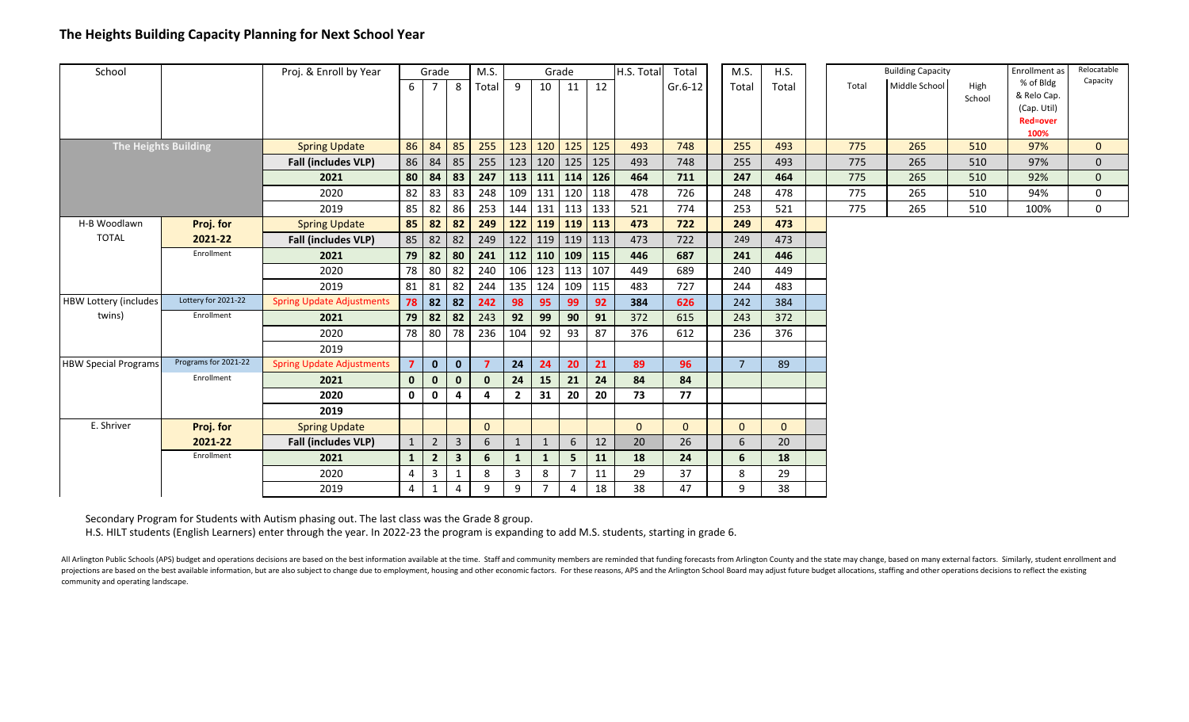## The Heights Building Capacity Planning for Next School Year

| School | | Proj. & Enroll by Year | Grade 6 | Grade 7 | Grade 8 | M.S. Total | Grade 9 | Grade 10 | Grade 11 | Grade 12 | H.S. Total | Total Gr.6-12 | M.S. Total | H.S. Total | Building Capacity Total | Building Capacity Middle School | Building Capacity High School | Enrollment as % of Bldg & Relo Cap. (Cap. Util) Red=over 100% | Relocatable Capacity |
|---|---|---|---|---|---|---|---|---|---|---|---|---|---|---|---|---|---|---|---|
| The Heights Building | | Spring Update | 86 | 84 | 85 | 255 | 123 | 120 | 125 | 125 | 493 | 748 | 255 | 493 | 775 | 265 | 510 | 97% | 0 |
| | | Fall (includes VLP) | 86 | 84 | 85 | 255 | 123 | 120 | 125 | 125 | 493 | 748 | 255 | 493 | 775 | 265 | 510 | 97% | 0 |
| | | 2021 | 80 | 84 | 83 | 247 | 113 | 111 | 114 | 126 | 464 | 711 | 247 | 464 | 775 | 265 | 510 | 92% | 0 |
| | | 2020 | 82 | 83 | 83 | 248 | 109 | 131 | 120 | 118 | 478 | 726 | 248 | 478 | 775 | 265 | 510 | 94% | 0 |
| | | 2019 | 85 | 82 | 86 | 253 | 144 | 131 | 113 | 133 | 521 | 774 | 253 | 521 | 775 | 265 | 510 | 100% | 0 |
| H-B Woodlawn TOTAL | Proj. for 2021-22 | Spring Update | 85 | 82 | 82 | 249 | 122 | 119 | 119 | 113 | 473 | 722 | 249 | 473 | | | | | |
| | | Fall (includes VLP) | 85 | 82 | 82 | 249 | 122 | 119 | 119 | 113 | 473 | 722 | 249 | 473 | | | | | |
| | Enrollment | 2021 | 79 | 82 | 80 | 241 | 112 | 110 | 109 | 115 | 446 | 687 | 241 | 446 | | | | | |
| | | 2020 | 78 | 80 | 82 | 240 | 106 | 123 | 113 | 107 | 449 | 689 | 240 | 449 | | | | | |
| | | 2019 | 81 | 81 | 82 | 244 | 135 | 124 | 109 | 115 | 483 | 727 | 244 | 483 | | | | | |
| HBW Lottery (includes twins) | Lottery for 2021-22 | Spring Update Adjustments | 78 | 82 | 82 | 242 | 98 | 95 | 99 | 92 | 384 | 626 | 242 | 384 | | | | | |
| | Enrollment | 2021 | 79 | 82 | 82 | 243 | 92 | 99 | 90 | 91 | 372 | 615 | 243 | 372 | | | | | |
| | | 2020 | 78 | 80 | 78 | 236 | 104 | 92 | 93 | 87 | 376 | 612 | 236 | 376 | | | | | |
| | | 2019 | | | | | | | | | | | | | | | | | |
| HBW Special Programs | Programs for 2021-22 | Spring Update Adjustments | 7 | 0 | 0 | 7 | 24 | 24 | 20 | 21 | 89 | 96 | 7 | 89 | | | | | |
| | Enrollment | 2021 | 0 | 0 | 0 | 0 | 24 | 15 | 21 | 24 | 84 | 84 | | | | | | | |
| | | 2020 | 0 | 0 | 4 | 4 | 2 | 31 | 20 | 20 | 73 | 77 | | | | | | | |
| | | 2019 | | | | | | | | | | | | | | | | | |
| E. Shriver | Proj. for 2021-22 | Spring Update | | | | 0 | | | | | 0 | 0 | 0 | 0 | | | | | |
| | | Fall (includes VLP) | 1 | 2 | 3 | 6 | 1 | 1 | 6 | 12 | 20 | 26 | 6 | 20 | | | | | |
| | Enrollment | 2021 | 1 | 2 | 3 | 6 | 1 | 1 | 5 | 11 | 18 | 24 | 6 | 18 | | | | | |
| | | 2020 | 4 | 3 | 1 | 8 | 3 | 8 | 7 | 11 | 29 | 37 | 8 | 29 | | | | | |
| | | 2019 | 4 | 1 | 4 | 9 | 9 | 7 | 4 | 18 | 38 | 47 | 9 | 38 | | | | | |

Secondary Program for Students with Autism phasing out. The last class was the Grade 8 group.

H.S. HILT students (English Learners) enter through the year. In 2022-23 the program is expanding to add M.S. students, starting in grade 6.

All Arlington Public Schools (APS) budget and operations decisions are based on the best information available at the time. Staff and community members are reminded that funding forecasts from Arlington County and the state may change, based on many external factors. Similarly, student enrollment and projections are based on the best available information, but are also subject to change due to employment, housing and other economic factors. For these reasons, APS and the Arlington School Board may adjust future budget allocations, staffing and other operations decisions to reflect the existing community and operating landscape.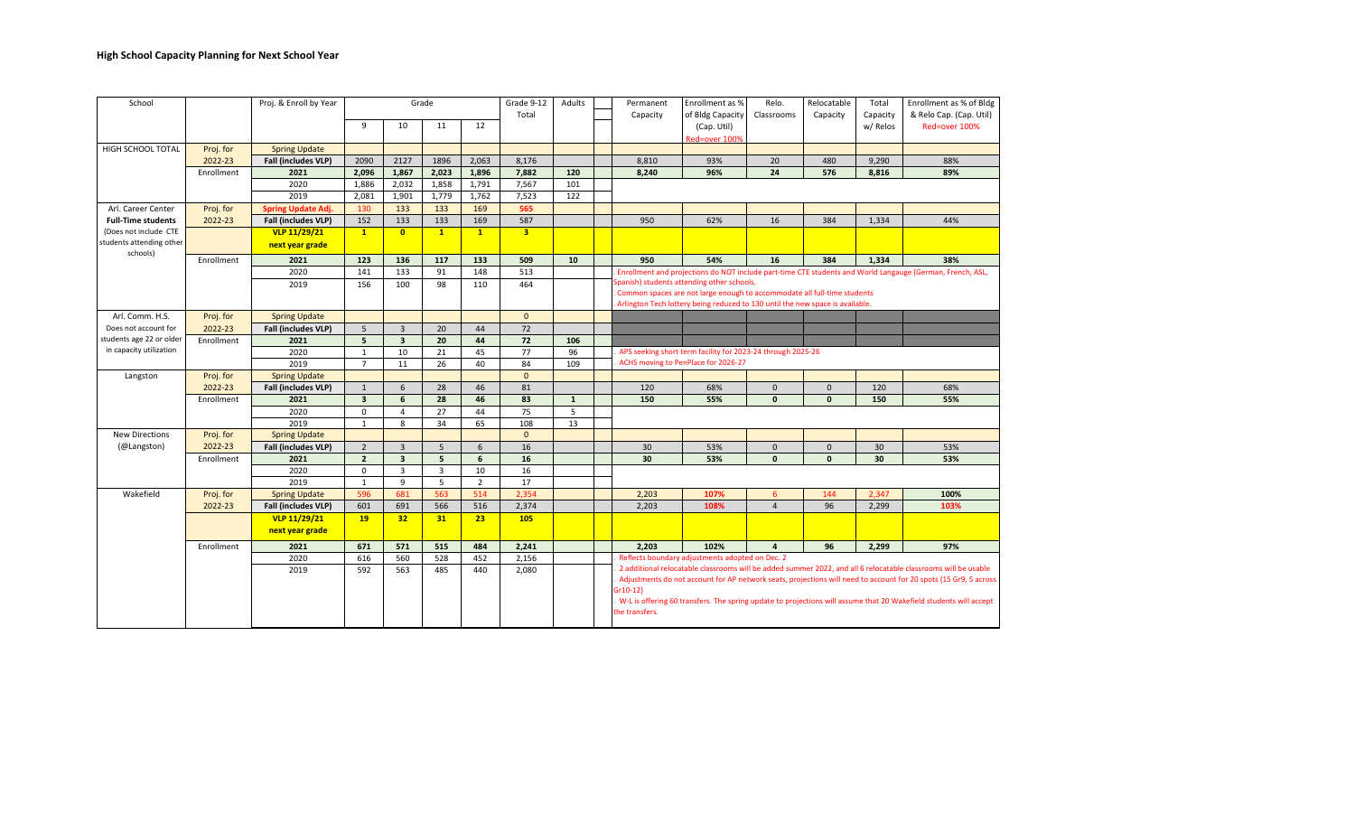## High School Capacity Planning for Next School Year

| School | | Proj. & Enroll by Year | Grade 9 | Grade 10 | Grade 11 | Grade 12 | Grade 9-12 Total | Adults | | Permanent Capacity | Enrollment as % of Bldg Capacity (Cap. Util) Red=over 100% | Relo. Classrooms | Relocatable Capacity | Total Capacity w/ Relos | Enrollment as % of Bldg & Relo Cap. (Cap. Util) Red=over 100% |
|---|---|---|---|---|---|---|---|---|---|---|---|---|---|---|---|
| HIGH SCHOOL TOTAL | Proj. for | Spring Update | | | | | | | | | | | | | |
| | 2022-23 | **Fall (includes VLP)** | 2090 | 2127 | 1896 | 2,063 | 8,176 | | | 8,810 | 93% | 20 | 480 | 9,290 | 88% |
| | Enrollment | **2021** | **2,096** | **1,867** | **2,023** | **1,896** | **7,882** | **120** | | **8,240** | **96%** | **24** | **576** | **8,816** | **89%** |
| | | 2020 | 1,886 | 2,032 | 1,858 | 1,791 | 7,567 | 101 | | | | | | | |
| | | 2019 | 2,081 | 1,901 | 1,779 | 1,762 | 7,523 | 122 | | | | | | | |
| Arl. Career Center | Proj. for | **Spring Update Adj.** | 130 | 133 | 133 | 169 | 565 | | | | | | | | |
| **Full-Time students** | 2022-23 | **Fall (includes VLP)** | 152 | 133 | 133 | 169 | 587 | | | 950 | 62% | 16 | 384 | 1,334 | 44% |
| (Does not include CTE students attending other schools) | | **VLP 11/29/21 next year grade** | **1** | **0** | **1** | **1** | **3** | | | | | | | | |
| | Enrollment | **2021** | **123** | **136** | **117** | **133** | **509** | **10** | | **950** | **54%** | **16** | **384** | **1,334** | **38%** |
| | | 2020 | 141 | 133 | 91 | 148 | 513 | | | . Enrollment and projections do NOT include part-time CTE students and World Langauge (German, French, ASL, Spanish) students attending other schools. | | | | | |
| | | 2019 | 156 | 100 | 98 | 110 | 464 | | | . Common spaces are not large enough to accommodate all full-time students<br>. Arlington Tech lottery being reduced to 130 until the new space is available. | | | | | |
| Arl. Comm. H.S. | Proj. for | Spring Update | | | | | 0 | | | | | | | | |
| Does not account for students age 22 or older in capacity utilization | 2022-23 | **Fall (includes VLP)** | 5 | 3 | 20 | 44 | 72 | | | | | | | | |
| | Enrollment | **2021** | **5** | **3** | **20** | **44** | **72** | **106** | | | | | | | |
| | | 2020 | 1 | 10 | 21 | 45 | 77 | 96 | | . APS seeking short term facility for 2023-24 through 2025-26 | | | | | |
| | | 2019 | 7 | 11 | 26 | 40 | 84 | 109 | | . ACHS moving to PenPlace for 2026-27 | | | | | |
| Langston | Proj. for | Spring Update | | | | | 0 | | | | | | | | |
| | 2022-23 | **Fall (includes VLP)** | 1 | 6 | 28 | 46 | 81 | | | 120 | 68% | 0 | 0 | 120 | 68% |
| | Enrollment | **2021** | **3** | **6** | **28** | **46** | **83** | **1** | | **150** | **55%** | **0** | **0** | **150** | **55%** |
| | | 2020 | 0 | 4 | 27 | 44 | 75 | 5 | | | | | | | |
| | | 2019 | 1 | 8 | 34 | 65 | 108 | 13 | | | | | | | |
| New Directions | Proj. for | Spring Update | | | | | 0 | | | | | | | | |
| (@Langston) | 2022-23 | **Fall (includes VLP)** | 2 | 3 | 5 | 6 | 16 | | | 30 | 53% | 0 | 0 | 30 | 53% |
| | Enrollment | **2021** | **2** | **3** | **5** | **6** | **16** | | | **30** | **53%** | **0** | **0** | **30** | **53%** |
| | | 2020 | 0 | 3 | 3 | 10 | 16 | | | | | | | | |
| | | 2019 | 1 | 9 | 5 | 2 | 17 | | | | | | | | |
| Wakefield | Proj. for | Spring Update | 596 | 681 | 563 | 514 | 2,354 | | | 2,203 | **107%** | 6 | 144 | 2,347 | **100%** |
| | 2022-23 | **Fall (includes VLP)** | 601 | 691 | 566 | 516 | 2,374 | | | 2,203 | **108%** | 4 | 96 | 2,299 | **103%** |
| | | **VLP 11/29/21 next year grade** | **19** | **32** | **31** | **23** | **105** | | | | | | | | |
| | Enrollment | **2021** | **671** | **571** | **515** | **484** | **2,241** | | | **2,203** | **102%** | **4** | **96** | **2,299** | **97%** |
| | | 2020 | 616 | 560 | 528 | 452 | 2,156 | | | . Reflects boundary adjustments adopted on Dec. 2<br>. 2 additional relocatable classrooms will be added summer 2022, and all 6 relocatable classrooms will be usable | | | | | |
| | | 2019 | 592 | 563 | 485 | 440 | 2,080 | | | . Adjustments do not account for AP network seats, projections will need to account for 20 spots (15 Gr9, 5 across Gr10-12)<br>. W-L is offering 60 transfers. The spring update to projections will assume that 20 Wakefield students will accept the transfers. | | | | | |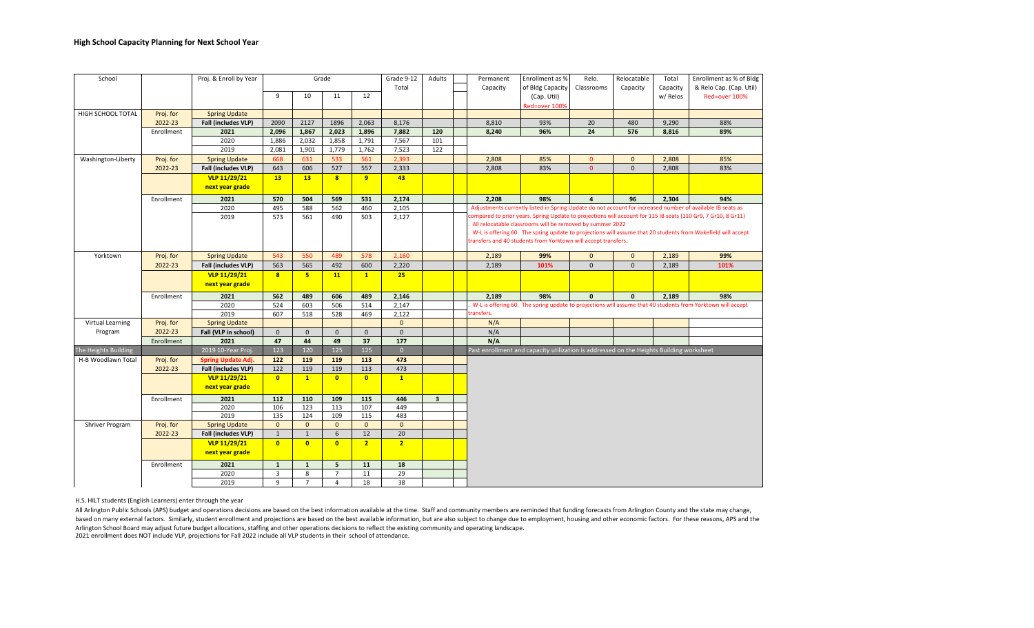## High School Capacity Planning for Next School Year

| School | | Proj. & Enroll by Year | Grade 9 | Grade 10 | Grade 11 | Grade 12 | Grade 9-12 Total | Adults | | Permanent Capacity | Enrollment as % of Bldg Capacity (Cap. Util) Red=over 100% | Relo. Classrooms | Relocatable Capacity | Total Capacity w/ Relos | Enrollment as % of Bldg & Relo Cap. (Cap. Util) Red=over 100% |
|---|---|---|---|---|---|---|---|---|---|---|---|---|---|---|---|
| HIGH SCHOOL TOTAL | Proj. for | Spring Update | | | | | | | | | | | | | |
| | 2022-23 | Fall (includes VLP) | 2090 | 2127 | 1896 | 2,063 | 8,176 | | | 8,810 | 93% | 20 | 480 | 9,290 | 88% |
| | Enrollment | 2021 | 2,096 | 1,867 | 2,023 | 1,896 | 7,882 | 120 | | 8,240 | 96% | 24 | 576 | 8,816 | 89% |
| | | 2020 | 1,886 | 2,032 | 1,858 | 1,791 | 7,567 | 101 | | | | | | | |
| | | 2019 | 2,081 | 1,901 | 1,779 | 1,762 | 7,523 | 122 | | | | | | | |
| Washington-Liberty | Proj. for | Spring Update | 668 | 631 | 533 | 561 | 2,393 | | | 2,808 | 85% | 0 | 0 | 2,808 | 85% |
| | 2022-23 | Fall (includes VLP) | 643 | 606 | 527 | 557 | 2,333 | | | 2,808 | 83% | 0 | 0 | 2,808 | 83% |
| | | VLP 11/29/21 next year grade | 13 | 13 | 8 | 9 | 43 | | | | | | | | |
| | Enrollment | 2021 | 570 | 504 | 569 | 531 | 2,174 | | | 2,208 | 98% | 4 | 96 | 2,304 | 94% |
| | | 2020 | 495 | 588 | 562 | 460 | 2,105 | | | . Adjustments currently listed in Spring Update do not account for increased number of available IB seats as compared to prior years. Spring Update to projections will account for 115 IB seats (110 Gr9, 7 Gr10, 8 Gr11) . All relocatable classrooms will be removed by summer 2022 . W-L is offering 60. The spring update to projections will assume that 20 students from Wakefield will accept transfers and 40 students from Yorktown will accept transfers. | | | | | |
| | | 2019 | 573 | 561 | 490 | 503 | 2,127 | | | | | | | | |
| Yorktown | Proj. for | Spring Update | 543 | 550 | 489 | 578 | 2,160 | | | 2,189 | 99% | 0 | 0 | 2,189 | 99% |
| | 2022-23 | Fall (includes VLP) | 563 | 565 | 492 | 600 | 2,220 | | | 2,189 | 101% | 0 | 0 | 2,189 | 101% |
| | | VLP 11/29/21 next year grade | 8 | 5 | 11 | 1 | 25 | | | | | | | | |
| | Enrollment | 2021 | 562 | 489 | 606 | 489 | 2,146 | | | 2,189 | 98% | 0 | 0 | 2,189 | 98% |
| | | 2020 | 524 | 603 | 506 | 514 | 2,147 | | | . W-L is offering 60. The spring update to projections will assume that 40 students from Yorktown will accept transfers. | | | | | |
| | | 2019 | 607 | 518 | 528 | 469 | 2,122 | | | | | | | | |
| Virtual Learning Program | Proj. for | Spring Update | | | | | 0 | | | N/A | | | | | |
| | 2022-23 | Fall (VLP in school) | 0 | 0 | 0 | 0 | 0 | | | N/A | | | | | |
| | Enrollment | 2021 | 47 | 44 | 49 | 37 | 177 | | | N/A | | | | | |
| The Heights Building | | 2019 10-Year Proj. | 123 | 120 | 125 | 125 | 0 | | | Past enrollment and capacity utilization is addressed on the Heights Building worksheet | | | | | |
| H-B Woodlawn Total | Proj. for | Spring Update Adj. | 122 | 119 | 119 | 113 | 473 | | | | | | | | |
| | 2022-23 | Fall (includes VLP) | 122 | 119 | 119 | 113 | 473 | | | | | | | | |
| | | VLP 11/29/21 next year grade | 0 | 1 | 0 | 0 | 1 | | | | | | | | |
| | Enrollment | 2021 | 112 | 110 | 109 | 115 | 446 | 3 | | | | | | | |
| | | 2020 | 106 | 123 | 113 | 107 | 449 | | | | | | | | |
| | | 2019 | 135 | 124 | 109 | 115 | 483 | | | | | | | | |
| Shriver Program | Proj. for | Spring Update | 0 | 0 | 0 | 0 | 0 | | | | | | | | |
| | 2022-23 | Fall (includes VLP) | 1 | 1 | 6 | 12 | 20 | | | | | | | | |
| | | VLP 11/29/21 next year grade | 0 | 0 | 0 | 2 | 2 | | | | | | | | |
| | Enrollment | 2021 | 1 | 1 | 5 | 11 | 18 | | | | | | | | |
| | | 2020 | 3 | 8 | 7 | 11 | 29 | | | | | | | | |
| | | 2019 | 9 | 7 | 4 | 18 | 38 | | | | | | | | |

H.S. HILT students (English Learners) enter through the year

All Arlington Public Schools (APS) budget and operations decisions are based on the best information available at the time. Staff and community members are reminded that funding forecasts from Arlington County and the state may change, based on many external factors. Similarly, student enrollment and projections are based on the best available information, but are also subject to change due to employment, housing and other economic factors. For these reasons, APS and the Arlington School Board may adjust future budget allocations, staffing and other operations decisions to reflect the existing community and operating landscape.

2021 enrollment does NOT include VLP, projections for Fall 2022 include all VLP students in their school of attendance.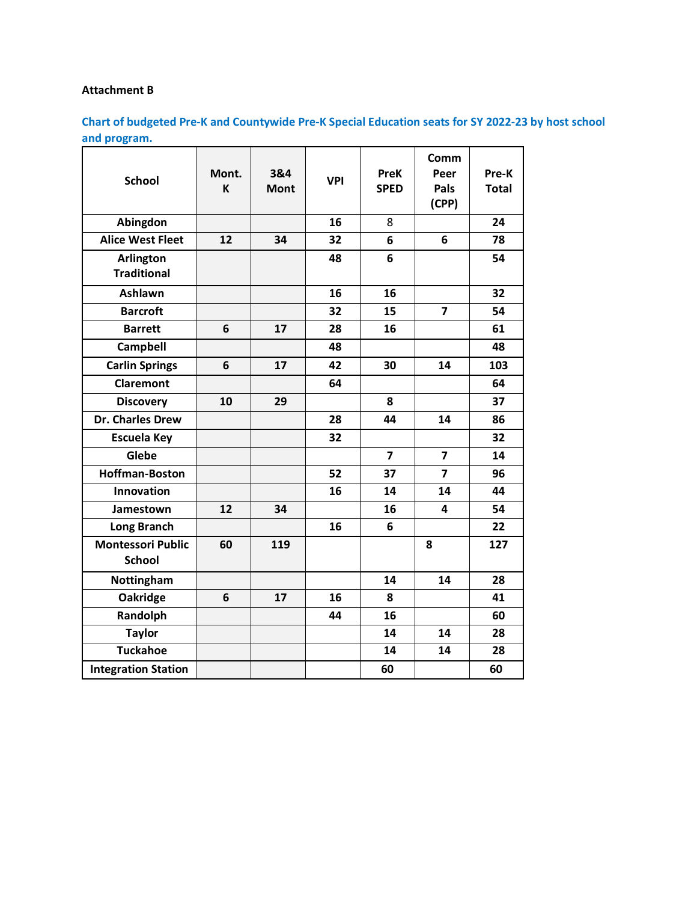**Attachment B**

**Chart of budgeted Pre-K and Countywide Pre-K Special Education seats for SY 2022-23 by host school and program.**

| School | Mont. K | 3&4 Mont | VPI | PreK SPED | Comm Peer Pals (CPP) | Pre-K Total |
|---|---|---|---|---|---|---|
| Abingdon | | | 16 | 8 | | 24 |
| Alice West Fleet | 12 | 34 | 32 | 6 | 6 | 78 |
| Arlington Traditional | | | 48 | 6 | | 54 |
| Ashlawn | | | 16 | 16 | | 32 |
| Barcroft | | | 32 | 15 | 7 | 54 |
| Barrett | 6 | 17 | 28 | 16 | | 61 |
| Campbell | | | 48 | | | 48 |
| Carlin Springs | 6 | 17 | 42 | 30 | 14 | 103 |
| Claremont | | | 64 | | | 64 |
| Discovery | 10 | 29 | | 8 | | 37 |
| Dr. Charles Drew | | | 28 | 44 | 14 | 86 |
| Escuela Key | | | 32 | | | 32 |
| Glebe | | | | 7 | 7 | 14 |
| Hoffman-Boston | | | 52 | 37 | 7 | 96 |
| Innovation | | | 16 | 14 | 14 | 44 |
| Jamestown | 12 | 34 | | 16 | 4 | 54 |
| Long Branch | | | 16 | 6 | | 22 |
| Montessori Public School | 60 | 119 | | | 8 | 127 |
| Nottingham | | | | 14 | 14 | 28 |
| Oakridge | 6 | 17 | 16 | 8 | | 41 |
| Randolph | | | 44 | 16 | | 60 |
| Taylor | | | | 14 | 14 | 28 |
| Tuckahoe | | | | 14 | 14 | 28 |
| Integration Station | | | | 60 | | 60 |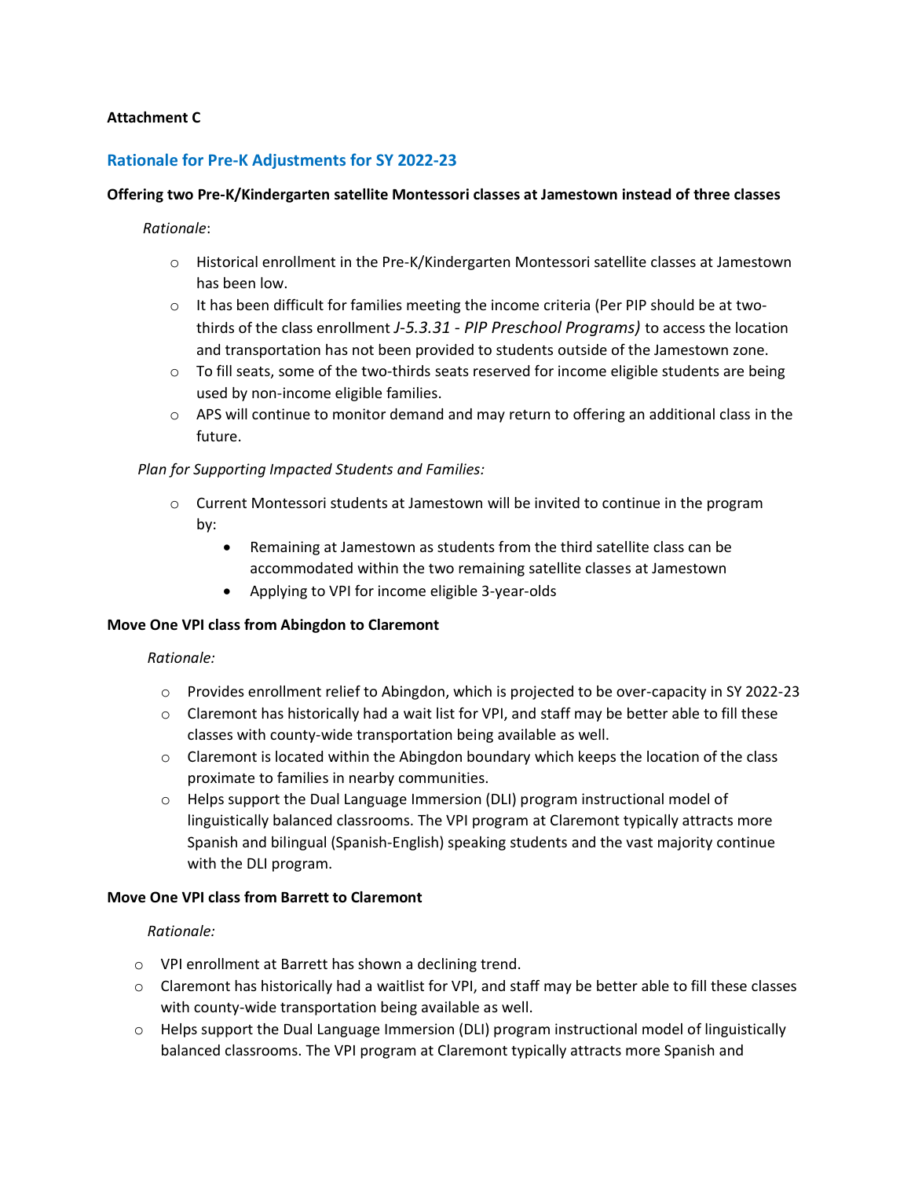**Attachment C**

## Rationale for Pre-K Adjustments for SY 2022-23

**Offering two Pre-K/Kindergarten satellite Montessori classes at Jamestown instead of three classes**

*Rationale*:

- Historical enrollment in the Pre-K/Kindergarten Montessori satellite classes at Jamestown has been low.
- It has been difficult for families meeting the income criteria (Per PIP should be at two-thirds of the class enrollment *J-5.3.31 - PIP Preschool Programs)* to access the location and transportation has not been provided to students outside of the Jamestown zone.
- To fill seats, some of the two-thirds seats reserved for income eligible students are being used by non-income eligible families.
- APS will continue to monitor demand and may return to offering an additional class in the future.

*Plan for Supporting Impacted Students and Families:*

- Current Montessori students at Jamestown will be invited to continue in the program by:
  - Remaining at Jamestown as students from the third satellite class can be accommodated within the two remaining satellite classes at Jamestown
  - Applying to VPI for income eligible 3-year-olds

**Move One VPI class from Abingdon to Claremont**

*Rationale:*

- Provides enrollment relief to Abingdon, which is projected to be over-capacity in SY 2022-23
- Claremont has historically had a wait list for VPI, and staff may be better able to fill these classes with county-wide transportation being available as well.
- Claremont is located within the Abingdon boundary which keeps the location of the class proximate to families in nearby communities.
- Helps support the Dual Language Immersion (DLI) program instructional model of linguistically balanced classrooms. The VPI program at Claremont typically attracts more Spanish and bilingual (Spanish-English) speaking students and the vast majority continue with the DLI program.

**Move One VPI class from Barrett to Claremont**

*Rationale:*

- VPI enrollment at Barrett has shown a declining trend.
- Claremont has historically had a waitlist for VPI, and staff may be better able to fill these classes with county-wide transportation being available as well.
- Helps support the Dual Language Immersion (DLI) program instructional model of linguistically balanced classrooms. The VPI program at Claremont typically attracts more Spanish and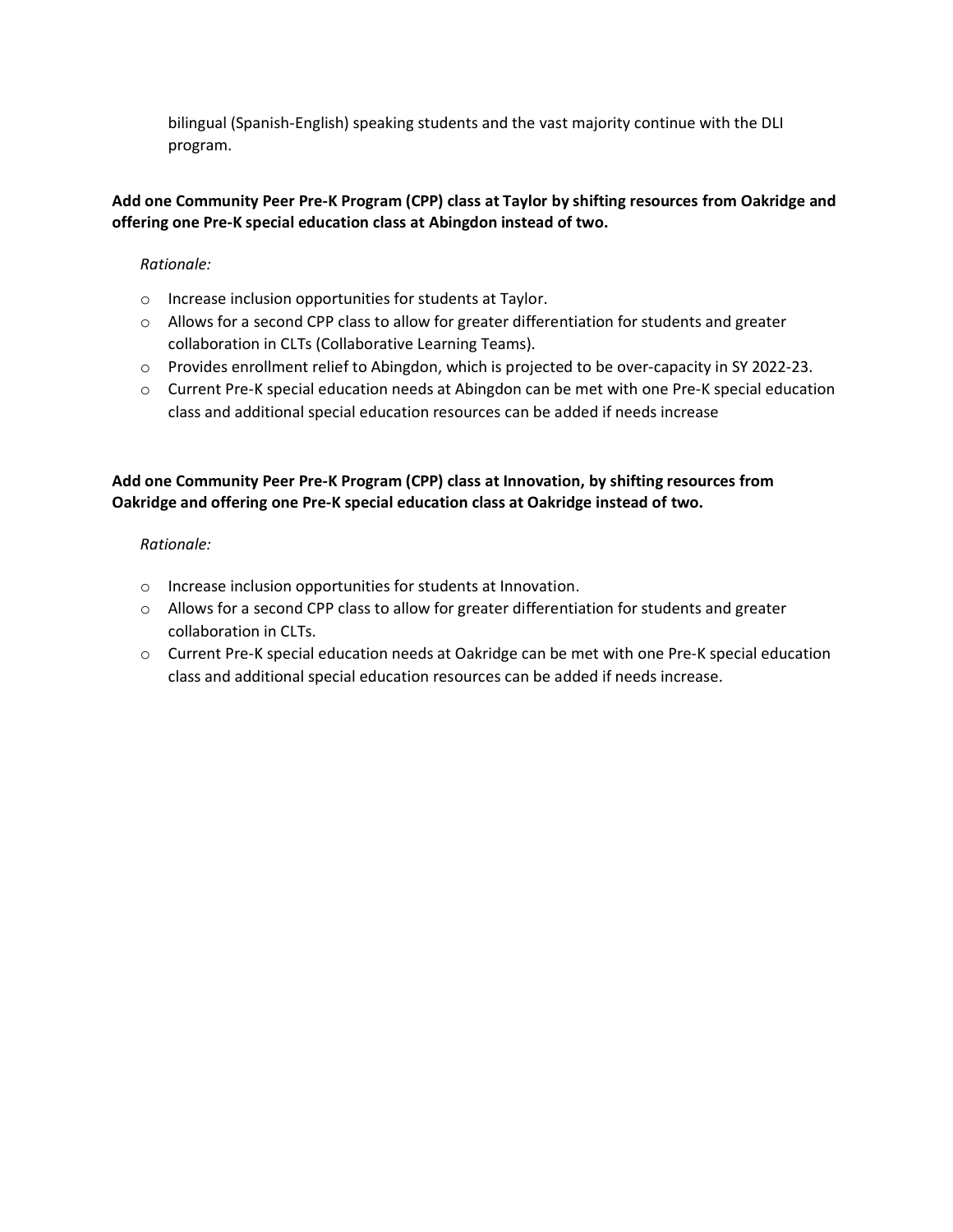bilingual (Spanish-English) speaking students and the vast majority continue with the DLI program.

**Add one Community Peer Pre-K Program (CPP) class at Taylor by shifting resources from Oakridge and offering one Pre-K special education class at Abingdon instead of two.**

*Rationale:*

- Increase inclusion opportunities for students at Taylor.
- Allows for a second CPP class to allow for greater differentiation for students and greater collaboration in CLTs (Collaborative Learning Teams).
- Provides enrollment relief to Abingdon, which is projected to be over-capacity in SY 2022-23.
- Current Pre-K special education needs at Abingdon can be met with one Pre-K special education class and additional special education resources can be added if needs increase

**Add one Community Peer Pre-K Program (CPP) class at Innovation, by shifting resources from Oakridge and offering one Pre-K special education class at Oakridge instead of two.**

*Rationale:*

- Increase inclusion opportunities for students at Innovation.
- Allows for a second CPP class to allow for greater differentiation for students and greater collaboration in CLTs.
- Current Pre-K special education needs at Oakridge can be met with one Pre-K special education class and additional special education resources can be added if needs increase.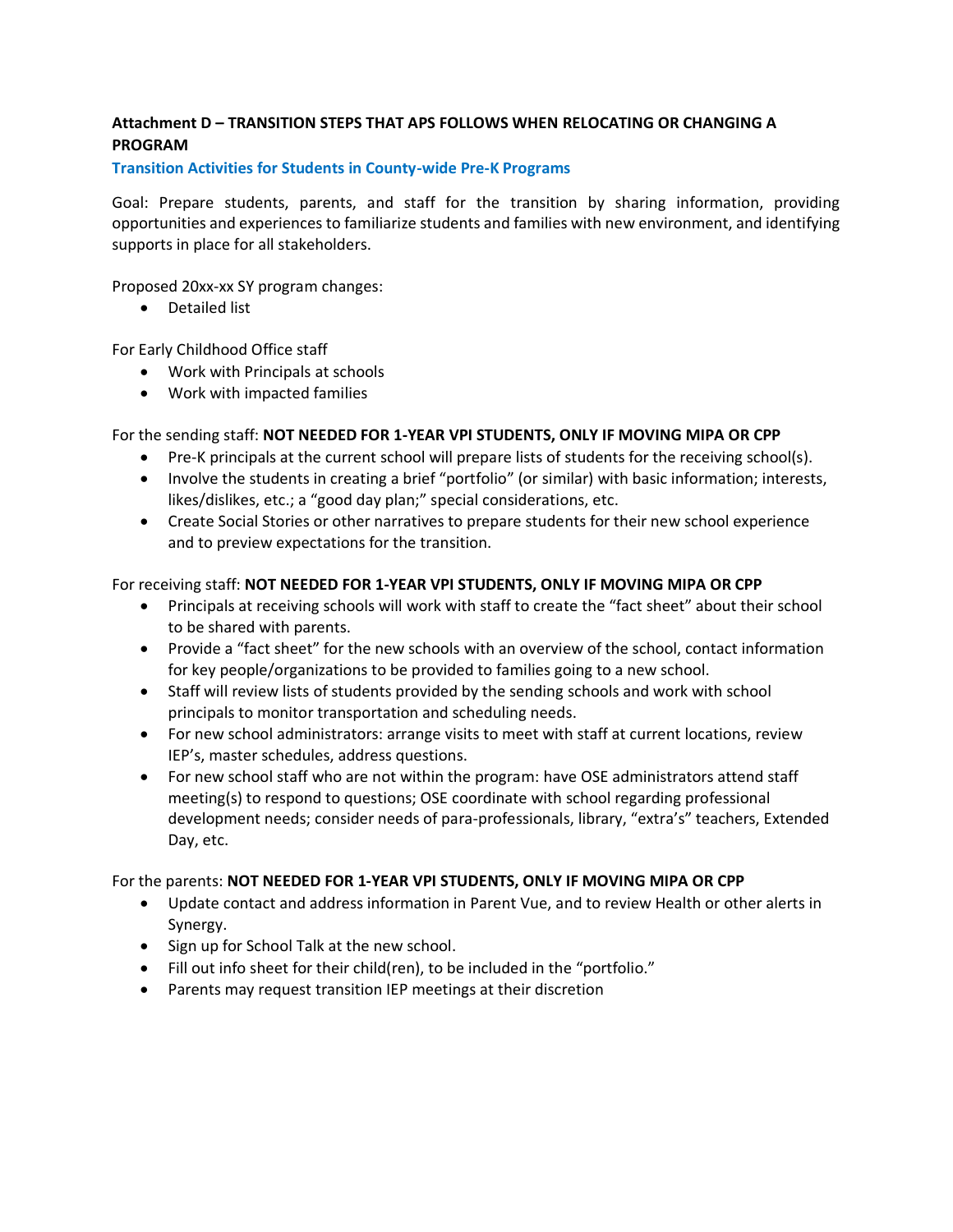**Attachment D – TRANSITION STEPS THAT APS FOLLOWS WHEN RELOCATING OR CHANGING A PROGRAM**

### Transition Activities for Students in County-wide Pre-K Programs

Goal: Prepare students, parents, and staff for the transition by sharing information, providing opportunities and experiences to familiarize students and families with new environment, and identifying supports in place for all stakeholders.

Proposed 20xx-xx SY program changes:

- Detailed list

For Early Childhood Office staff

- Work with Principals at schools
- Work with impacted families

For the sending staff: **NOT NEEDED FOR 1-YEAR VPI STUDENTS, ONLY IF MOVING MIPA OR CPP**

- Pre-K principals at the current school will prepare lists of students for the receiving school(s).
- Involve the students in creating a brief "portfolio" (or similar) with basic information; interests, likes/dislikes, etc.; a "good day plan;" special considerations, etc.
- Create Social Stories or other narratives to prepare students for their new school experience and to preview expectations for the transition.

For receiving staff: **NOT NEEDED FOR 1-YEAR VPI STUDENTS, ONLY IF MOVING MIPA OR CPP**

- Principals at receiving schools will work with staff to create the "fact sheet" about their school to be shared with parents.
- Provide a "fact sheet" for the new schools with an overview of the school, contact information for key people/organizations to be provided to families going to a new school.
- Staff will review lists of students provided by the sending schools and work with school principals to monitor transportation and scheduling needs.
- For new school administrators: arrange visits to meet with staff at current locations, review IEP's, master schedules, address questions.
- For new school staff who are not within the program: have OSE administrators attend staff meeting(s) to respond to questions; OSE coordinate with school regarding professional development needs; consider needs of para-professionals, library, "extra's" teachers, Extended Day, etc.

For the parents: **NOT NEEDED FOR 1-YEAR VPI STUDENTS, ONLY IF MOVING MIPA OR CPP**

- Update contact and address information in Parent Vue, and to review Health or other alerts in Synergy.
- Sign up for School Talk at the new school.
- Fill out info sheet for their child(ren), to be included in the "portfolio."
- Parents may request transition IEP meetings at their discretion